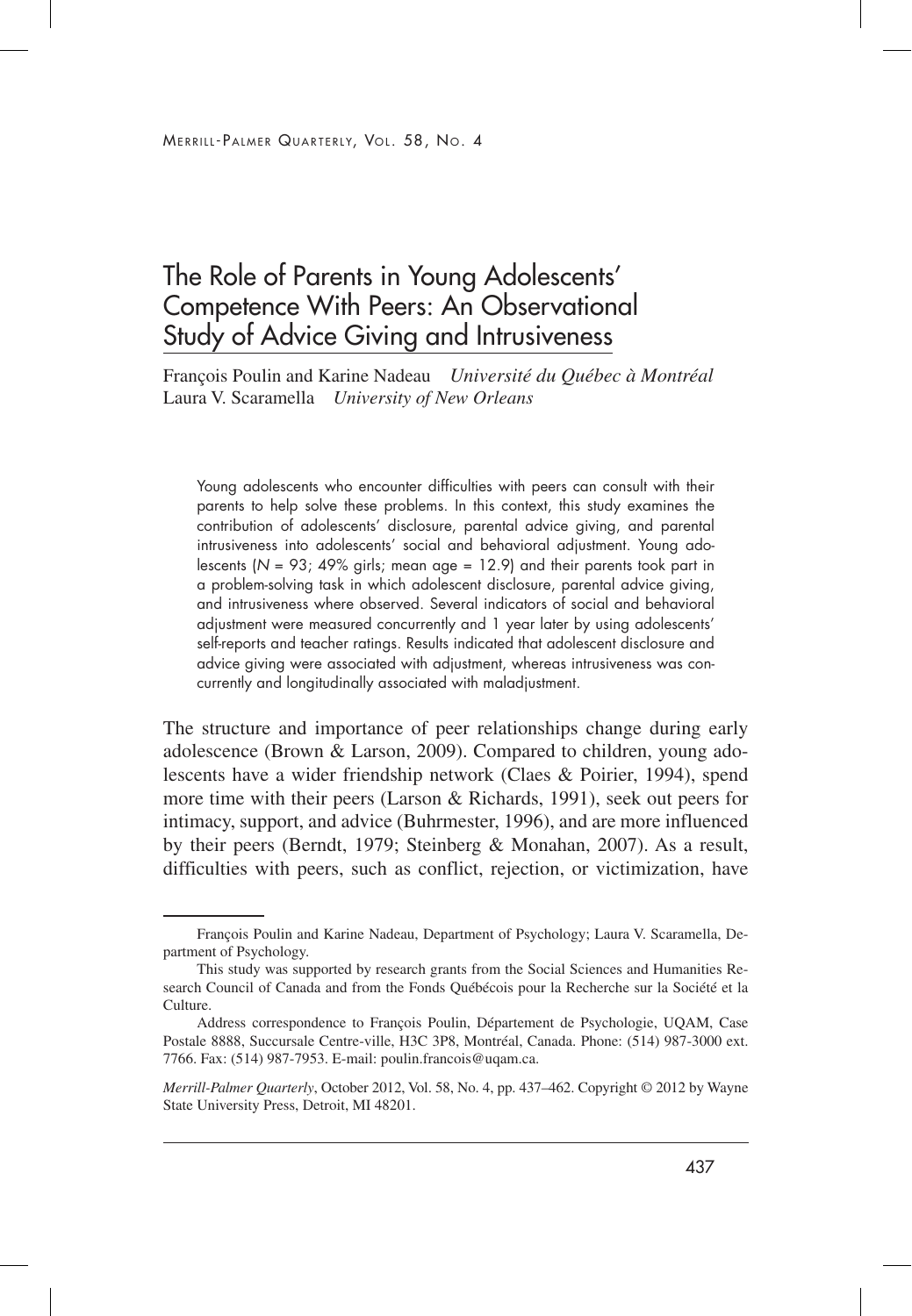# The Role of Parents in Young Adolescents' Competence With Peers: An Observational Study of Advice Giving and Intrusiveness

François Poulin and Karine Nadeau *Université du Québec à Montréal*
Laura V. Scaramella *University of New Orleans*

Young adolescents who encounter difficulties with peers can consult with their parents to help solve these problems. In this context, this study examines the contribution of adolescents' disclosure, parental advice giving, and parental intrusiveness into adolescents' social and behavioral adjustment. Young adolescents ($N$ = 93; 49% girls; mean age = 12.9) and their parents took part in a problem-solving task in which adolescent disclosure, parental advice giving, and intrusiveness where observed. Several indicators of social and behavioral adjustment were measured concurrently and 1 year later by using adolescents' self-reports and teacher ratings. Results indicated that adolescent disclosure and advice giving were associated with adjustment, whereas intrusiveness was concurrently and longitudinally associated with maladjustment.

The structure and importance of peer relationships change during early adolescence (Brown & Larson, 2009). Compared to children, young adolescents have a wider friendship network (Claes & Poirier, 1994), spend more time with their peers (Larson & Richards, 1991), seek out peers for intimacy, support, and advice (Buhrmester, 1996), and are more influenced by their peers (Berndt, 1979; Steinberg & Monahan, 2007). As a result, difficulties with peers, such as conflict, rejection, or victimization, have

---

François Poulin and Karine Nadeau, Department of Psychology; Laura V. Scaramella, Department of Psychology.

This study was supported by research grants from the Social Sciences and Humanities Research Council of Canada and from the Fonds Québécois pour la Recherche sur la Société et la Culture.

Address correspondence to François Poulin, Département de Psychologie, UQAM, Case Postale 8888, Succursale Centre-ville, H3C 3P8, Montréal, Canada. Phone: (514) 987-3000 ext. 7766. Fax: (514) 987-7953. E-mail: poulin.francois@uqam.ca.

*Merrill-Palmer Quarterly*, October 2012, Vol. 58, No. 4, pp. 437–462. Copyright © 2012 by Wayne State University Press, Detroit, MI 48201.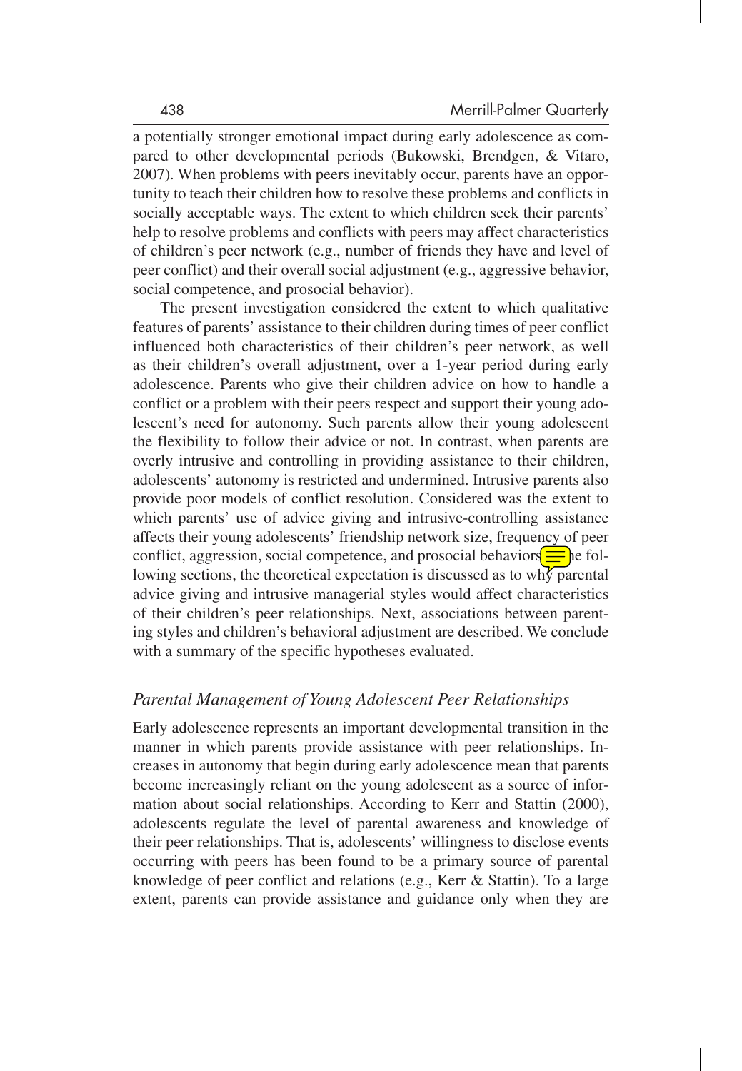a potentially stronger emotional impact during early adolescence as compared to other developmental periods (Bukowski, Brendgen, & Vitaro, 2007). When problems with peers inevitably occur, parents have an opportunity to teach their children how to resolve these problems and conflicts in socially acceptable ways. The extent to which children seek their parents' help to resolve problems and conflicts with peers may affect characteristics of children's peer network (e.g., number of friends they have and level of peer conflict) and their overall social adjustment (e.g., aggressive behavior, social competence, and prosocial behavior).

The present investigation considered the extent to which qualitative features of parents' assistance to their children during times of peer conflict influenced both characteristics of their children's peer network, as well as their children's overall adjustment, over a 1-year period during early adolescence. Parents who give their children advice on how to handle a conflict or a problem with their peers respect and support their young adolescent's need for autonomy. Such parents allow their young adolescent the flexibility to follow their advice or not. In contrast, when parents are overly intrusive and controlling in providing assistance to their children, adolescents' autonomy is restricted and undermined. Intrusive parents also provide poor models of conflict resolution. Considered was the extent to which parents' use of advice giving and intrusive-controlling assistance affects their young adolescents' friendship network size, frequency of peer conflict, aggression, social competence, and prosocial behaviors. In the following sections, the theoretical expectation is discussed as to why parental advice giving and intrusive managerial styles would affect characteristics of their children's peer relationships. Next, associations between parenting styles and children's behavioral adjustment are described. We conclude with a summary of the specific hypotheses evaluated.

### *Parental Management of Young Adolescent Peer Relationships*

Early adolescence represents an important developmental transition in the manner in which parents provide assistance with peer relationships. Increases in autonomy that begin during early adolescence mean that parents become increasingly reliant on the young adolescent as a source of information about social relationships. According to Kerr and Stattin (2000), adolescents regulate the level of parental awareness and knowledge of their peer relationships. That is, adolescents' willingness to disclose events occurring with peers has been found to be a primary source of parental knowledge of peer conflict and relations (e.g., Kerr & Stattin). To a large extent, parents can provide assistance and guidance only when they are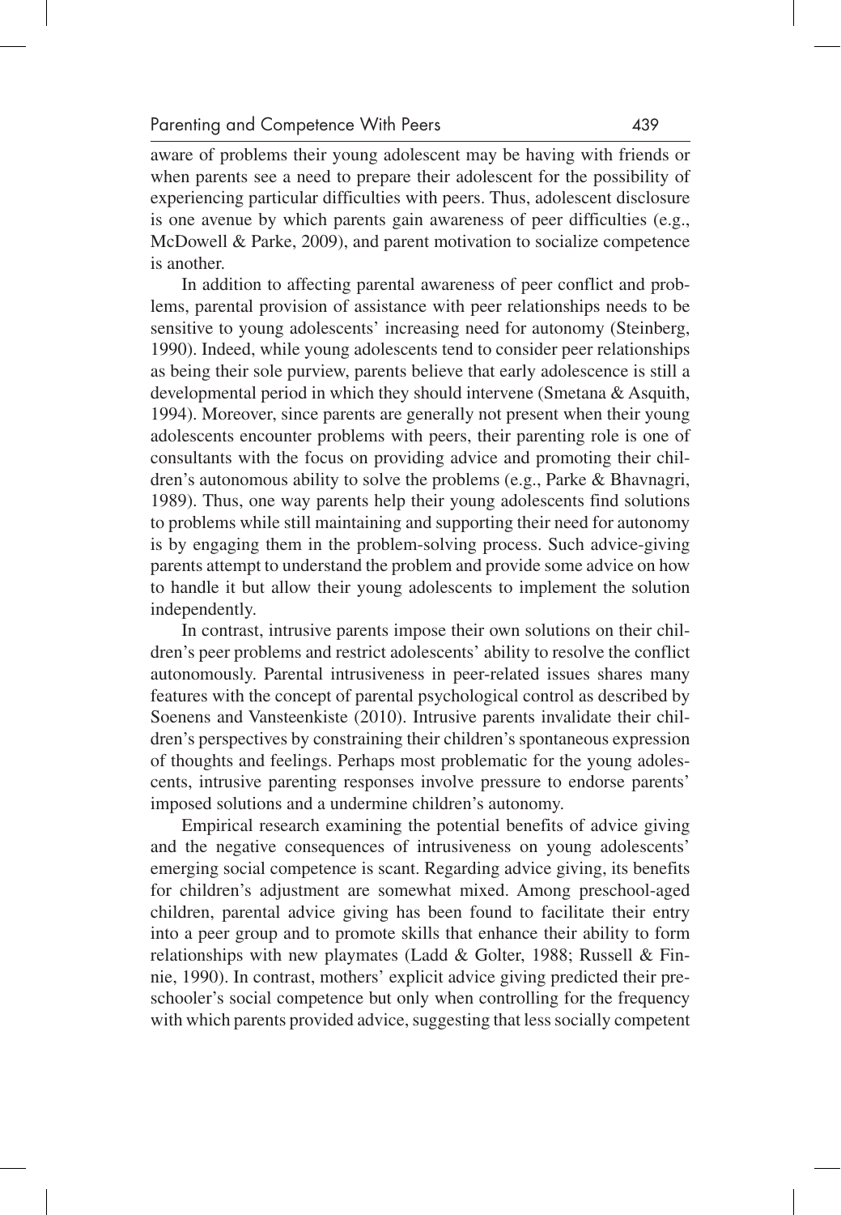aware of problems their young adolescent may be having with friends or when parents see a need to prepare their adolescent for the possibility of experiencing particular difficulties with peers. Thus, adolescent disclosure is one avenue by which parents gain awareness of peer difficulties (e.g., McDowell & Parke, 2009), and parent motivation to socialize competence is another.

In addition to affecting parental awareness of peer conflict and problems, parental provision of assistance with peer relationships needs to be sensitive to young adolescents' increasing need for autonomy (Steinberg, 1990). Indeed, while young adolescents tend to consider peer relationships as being their sole purview, parents believe that early adolescence is still a developmental period in which they should intervene (Smetana & Asquith, 1994). Moreover, since parents are generally not present when their young adolescents encounter problems with peers, their parenting role is one of consultants with the focus on providing advice and promoting their children's autonomous ability to solve the problems (e.g., Parke & Bhavnagri, 1989). Thus, one way parents help their young adolescents find solutions to problems while still maintaining and supporting their need for autonomy is by engaging them in the problem-solving process. Such advice-giving parents attempt to understand the problem and provide some advice on how to handle it but allow their young adolescents to implement the solution independently.

In contrast, intrusive parents impose their own solutions on their children's peer problems and restrict adolescents' ability to resolve the conflict autonomously. Parental intrusiveness in peer-related issues shares many features with the concept of parental psychological control as described by Soenens and Vansteenkiste (2010). Intrusive parents invalidate their children's perspectives by constraining their children's spontaneous expression of thoughts and feelings. Perhaps most problematic for the young adolescents, intrusive parenting responses involve pressure to endorse parents' imposed solutions and a undermine children's autonomy.

Empirical research examining the potential benefits of advice giving and the negative consequences of intrusiveness on young adolescents' emerging social competence is scant. Regarding advice giving, its benefits for children's adjustment are somewhat mixed. Among preschool-aged children, parental advice giving has been found to facilitate their entry into a peer group and to promote skills that enhance their ability to form relationships with new playmates (Ladd & Golter, 1988; Russell & Finnie, 1990). In contrast, mothers' explicit advice giving predicted their preschooler's social competence but only when controlling for the frequency with which parents provided advice, suggesting that less socially competent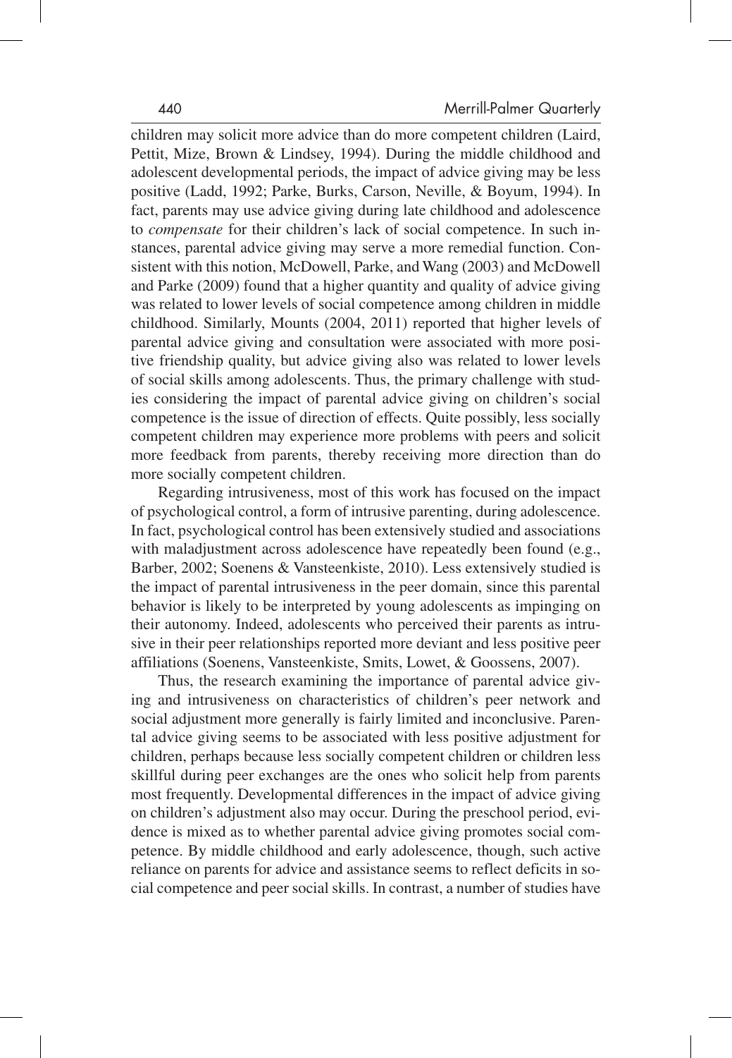children may solicit more advice than do more competent children (Laird, Pettit, Mize, Brown & Lindsey, 1994). During the middle childhood and adolescent developmental periods, the impact of advice giving may be less positive (Ladd, 1992; Parke, Burks, Carson, Neville, & Boyum, 1994). In fact, parents may use advice giving during late childhood and adolescence to *compensate* for their children's lack of social competence. In such instances, parental advice giving may serve a more remedial function. Consistent with this notion, McDowell, Parke, and Wang (2003) and McDowell and Parke (2009) found that a higher quantity and quality of advice giving was related to lower levels of social competence among children in middle childhood. Similarly, Mounts (2004, 2011) reported that higher levels of parental advice giving and consultation were associated with more positive friendship quality, but advice giving also was related to lower levels of social skills among adolescents. Thus, the primary challenge with studies considering the impact of parental advice giving on children's social competence is the issue of direction of effects. Quite possibly, less socially competent children may experience more problems with peers and solicit more feedback from parents, thereby receiving more direction than do more socially competent children.

Regarding intrusiveness, most of this work has focused on the impact of psychological control, a form of intrusive parenting, during adolescence. In fact, psychological control has been extensively studied and associations with maladjustment across adolescence have repeatedly been found (e.g., Barber, 2002; Soenens & Vansteenkiste, 2010). Less extensively studied is the impact of parental intrusiveness in the peer domain, since this parental behavior is likely to be interpreted by young adolescents as impinging on their autonomy. Indeed, adolescents who perceived their parents as intrusive in their peer relationships reported more deviant and less positive peer affiliations (Soenens, Vansteenkiste, Smits, Lowet, & Goossens, 2007).

Thus, the research examining the importance of parental advice giving and intrusiveness on characteristics of children's peer network and social adjustment more generally is fairly limited and inconclusive. Parental advice giving seems to be associated with less positive adjustment for children, perhaps because less socially competent children or children less skillful during peer exchanges are the ones who solicit help from parents most frequently. Developmental differences in the impact of advice giving on children's adjustment also may occur. During the preschool period, evidence is mixed as to whether parental advice giving promotes social competence. By middle childhood and early adolescence, though, such active reliance on parents for advice and assistance seems to reflect deficits in social competence and peer social skills. In contrast, a number of studies have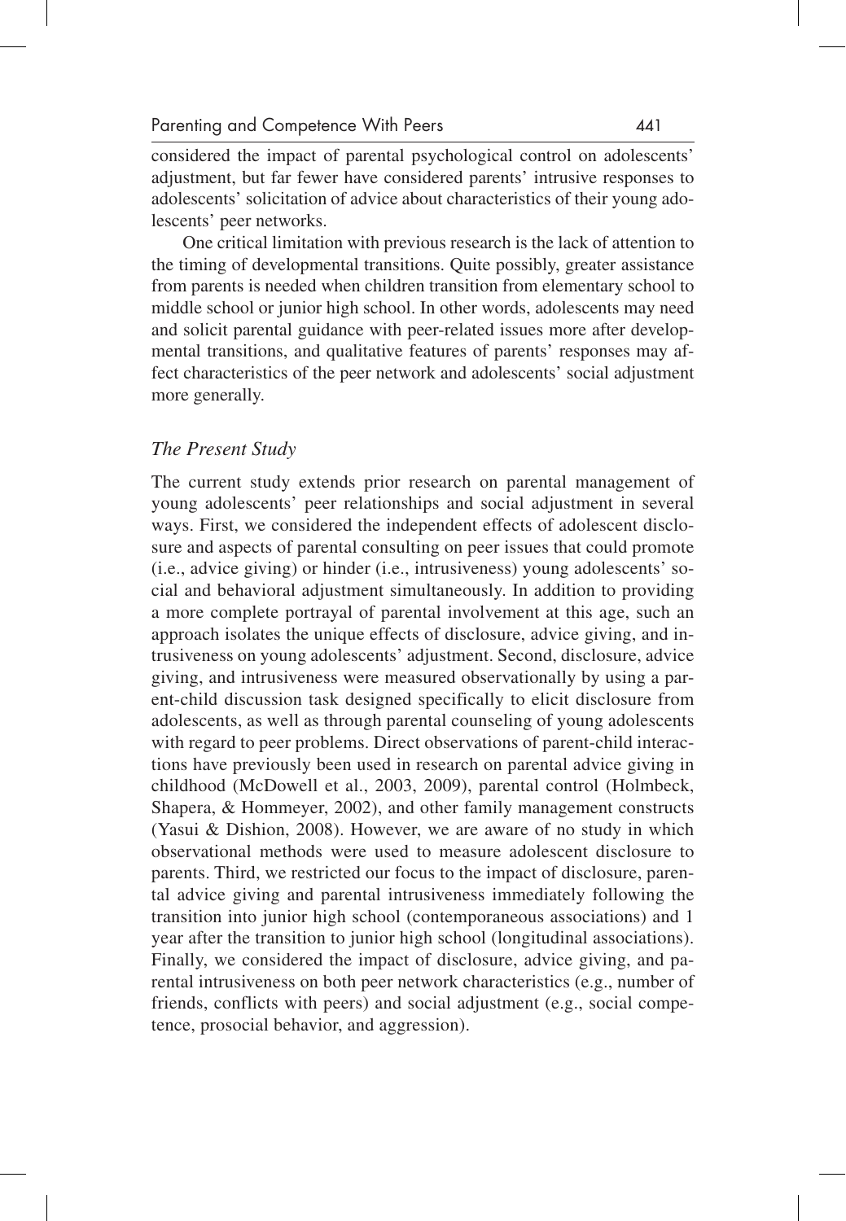considered the impact of parental psychological control on adolescents' adjustment, but far fewer have considered parents' intrusive responses to adolescents' solicitation of advice about characteristics of their young adolescents' peer networks.

One critical limitation with previous research is the lack of attention to the timing of developmental transitions. Quite possibly, greater assistance from parents is needed when children transition from elementary school to middle school or junior high school. In other words, adolescents may need and solicit parental guidance with peer-related issues more after developmental transitions, and qualitative features of parents' responses may affect characteristics of the peer network and adolescents' social adjustment more generally.

### *The Present Study*

The current study extends prior research on parental management of young adolescents' peer relationships and social adjustment in several ways. First, we considered the independent effects of adolescent disclosure and aspects of parental consulting on peer issues that could promote (i.e., advice giving) or hinder (i.e., intrusiveness) young adolescents' social and behavioral adjustment simultaneously. In addition to providing a more complete portrayal of parental involvement at this age, such an approach isolates the unique effects of disclosure, advice giving, and intrusiveness on young adolescents' adjustment. Second, disclosure, advice giving, and intrusiveness were measured observationally by using a parent-child discussion task designed specifically to elicit disclosure from adolescents, as well as through parental counseling of young adolescents with regard to peer problems. Direct observations of parent-child interactions have previously been used in research on parental advice giving in childhood (McDowell et al., 2003, 2009), parental control (Holmbeck, Shapera, & Hommeyer, 2002), and other family management constructs (Yasui & Dishion, 2008). However, we are aware of no study in which observational methods were used to measure adolescent disclosure to parents. Third, we restricted our focus to the impact of disclosure, parental advice giving and parental intrusiveness immediately following the transition into junior high school (contemporaneous associations) and 1 year after the transition to junior high school (longitudinal associations). Finally, we considered the impact of disclosure, advice giving, and parental intrusiveness on both peer network characteristics (e.g., number of friends, conflicts with peers) and social adjustment (e.g., social competence, prosocial behavior, and aggression).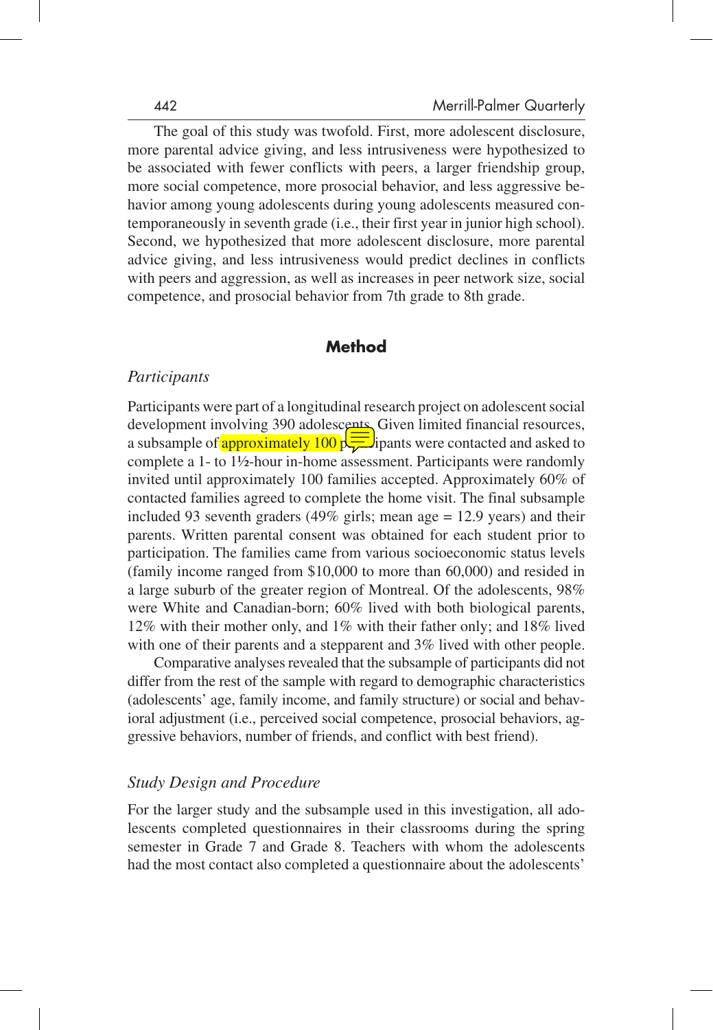The goal of this study was twofold. First, more adolescent disclosure, more parental advice giving, and less intrusiveness were hypothesized to be associated with fewer conflicts with peers, a larger friendship group, more social competence, more prosocial behavior, and less aggressive behavior among young adolescents during young adolescents measured contemporaneously in seventh grade (i.e., their first year in junior high school). Second, we hypothesized that more adolescent disclosure, more parental advice giving, and less intrusiveness would predict declines in conflicts with peers and aggression, as well as increases in peer network size, social competence, and prosocial behavior from 7th grade to 8th grade.

## Method

### *Participants*

Participants were part of a longitudinal research project on adolescent social development involving 390 adolescents. Given limited financial resources, a subsample of approximately 100 participants were contacted and asked to complete a 1- to 1½-hour in-home assessment. Participants were randomly invited until approximately 100 families accepted. Approximately 60% of contacted families agreed to complete the home visit. The final subsample included 93 seventh graders (49% girls; mean age = 12.9 years) and their parents. Written parental consent was obtained for each student prior to participation. The families came from various socioeconomic status levels (family income ranged from $10,000 to more than 60,000) and resided in a large suburb of the greater region of Montreal. Of the adolescents, 98% were White and Canadian-born; 60% lived with both biological parents, 12% with their mother only, and 1% with their father only; and 18% lived with one of their parents and a stepparent and 3% lived with other people.

Comparative analyses revealed that the subsample of participants did not differ from the rest of the sample with regard to demographic characteristics (adolescents' age, family income, and family structure) or social and behavioral adjustment (i.e., perceived social competence, prosocial behaviors, aggressive behaviors, number of friends, and conflict with best friend).

### *Study Design and Procedure*

For the larger study and the subsample used in this investigation, all adolescents completed questionnaires in their classrooms during the spring semester in Grade 7 and Grade 8. Teachers with whom the adolescents had the most contact also completed a questionnaire about the adolescents'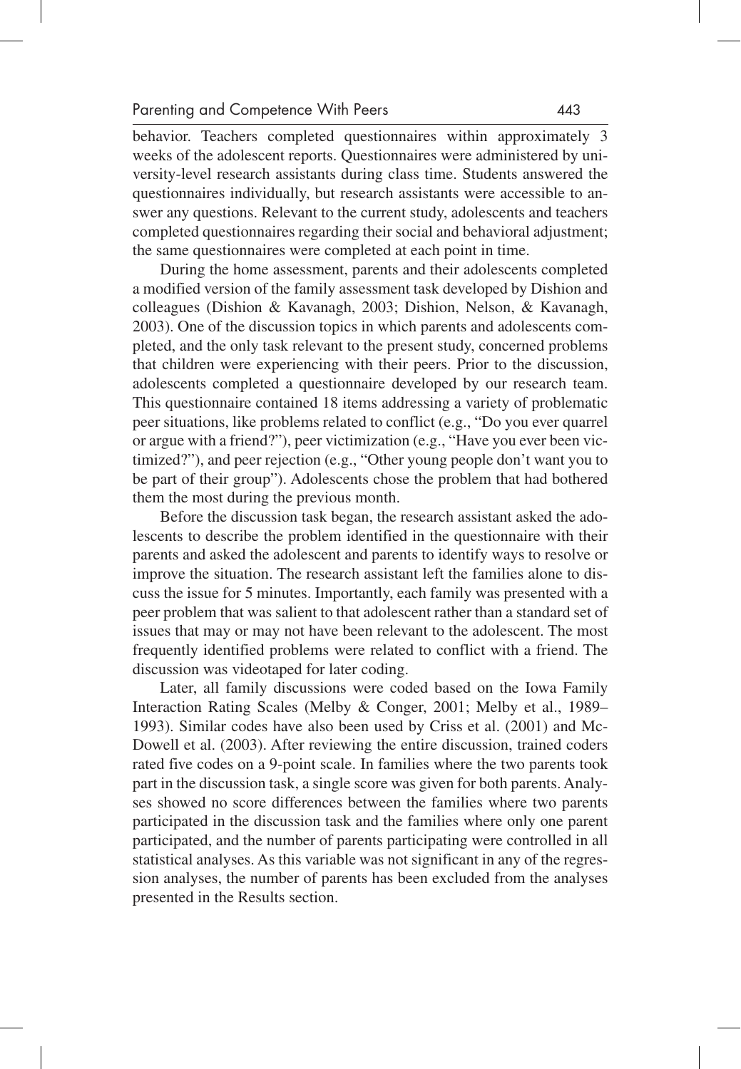behavior. Teachers completed questionnaires within approximately 3 weeks of the adolescent reports. Questionnaires were administered by university-level research assistants during class time. Students answered the questionnaires individually, but research assistants were accessible to answer any questions. Relevant to the current study, adolescents and teachers completed questionnaires regarding their social and behavioral adjustment; the same questionnaires were completed at each point in time.

During the home assessment, parents and their adolescents completed a modified version of the family assessment task developed by Dishion and colleagues (Dishion & Kavanagh, 2003; Dishion, Nelson, & Kavanagh, 2003). One of the discussion topics in which parents and adolescents completed, and the only task relevant to the present study, concerned problems that children were experiencing with their peers. Prior to the discussion, adolescents completed a questionnaire developed by our research team. This questionnaire contained 18 items addressing a variety of problematic peer situations, like problems related to conflict (e.g., "Do you ever quarrel or argue with a friend?"), peer victimization (e.g., "Have you ever been victimized?"), and peer rejection (e.g., "Other young people don't want you to be part of their group"). Adolescents chose the problem that had bothered them the most during the previous month.

Before the discussion task began, the research assistant asked the adolescents to describe the problem identified in the questionnaire with their parents and asked the adolescent and parents to identify ways to resolve or improve the situation. The research assistant left the families alone to discuss the issue for 5 minutes. Importantly, each family was presented with a peer problem that was salient to that adolescent rather than a standard set of issues that may or may not have been relevant to the adolescent. The most frequently identified problems were related to conflict with a friend. The discussion was videotaped for later coding.

Later, all family discussions were coded based on the Iowa Family Interaction Rating Scales (Melby & Conger, 2001; Melby et al., 1989–1993). Similar codes have also been used by Criss et al. (2001) and McDowell et al. (2003). After reviewing the entire discussion, trained coders rated five codes on a 9-point scale. In families where the two parents took part in the discussion task, a single score was given for both parents. Analyses showed no score differences between the families where two parents participated in the discussion task and the families where only one parent participated, and the number of parents participating were controlled in all statistical analyses. As this variable was not significant in any of the regression analyses, the number of parents has been excluded from the analyses presented in the Results section.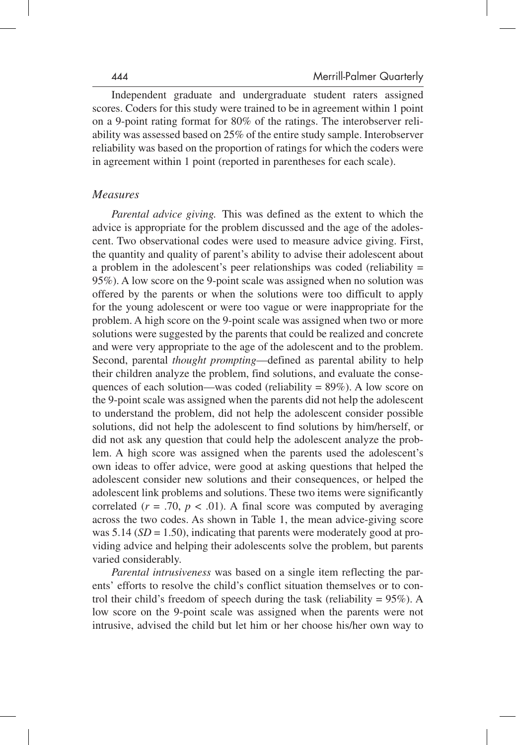Independent graduate and undergraduate student raters assigned scores. Coders for this study were trained to be in agreement within 1 point on a 9-point rating format for 80% of the ratings. The interobserver reliability was assessed based on 25% of the entire study sample. Interobserver reliability was based on the proportion of ratings for which the coders were in agreement within 1 point (reported in parentheses for each scale).

### *Measures*

*Parental advice giving.* This was defined as the extent to which the advice is appropriate for the problem discussed and the age of the adolescent. Two observational codes were used to measure advice giving. First, the quantity and quality of parent's ability to advise their adolescent about a problem in the adolescent's peer relationships was coded (reliability = 95%). A low score on the 9-point scale was assigned when no solution was offered by the parents or when the solutions were too difficult to apply for the young adolescent or were too vague or were inappropriate for the problem. A high score on the 9-point scale was assigned when two or more solutions were suggested by the parents that could be realized and concrete and were very appropriate to the age of the adolescent and to the problem. Second, parental *thought prompting*—defined as parental ability to help their children analyze the problem, find solutions, and evaluate the consequences of each solution—was coded (reliability = 89%). A low score on the 9-point scale was assigned when the parents did not help the adolescent to understand the problem, did not help the adolescent consider possible solutions, did not help the adolescent to find solutions by him/herself, or did not ask any question that could help the adolescent analyze the problem. A high score was assigned when the parents used the adolescent's own ideas to offer advice, were good at asking questions that helped the adolescent consider new solutions and their consequences, or helped the adolescent link problems and solutions. These two items were significantly correlated ($r$ = .70, $p$ < .01). A final score was computed by averaging across the two codes. As shown in Table 1, the mean advice-giving score was 5.14 ($SD$ = 1.50), indicating that parents were moderately good at providing advice and helping their adolescents solve the problem, but parents varied considerably.

*Parental intrusiveness* was based on a single item reflecting the parents' efforts to resolve the child's conflict situation themselves or to control their child's freedom of speech during the task (reliability = 95%). A low score on the 9-point scale was assigned when the parents were not intrusive, advised the child but let him or her choose his/her own way to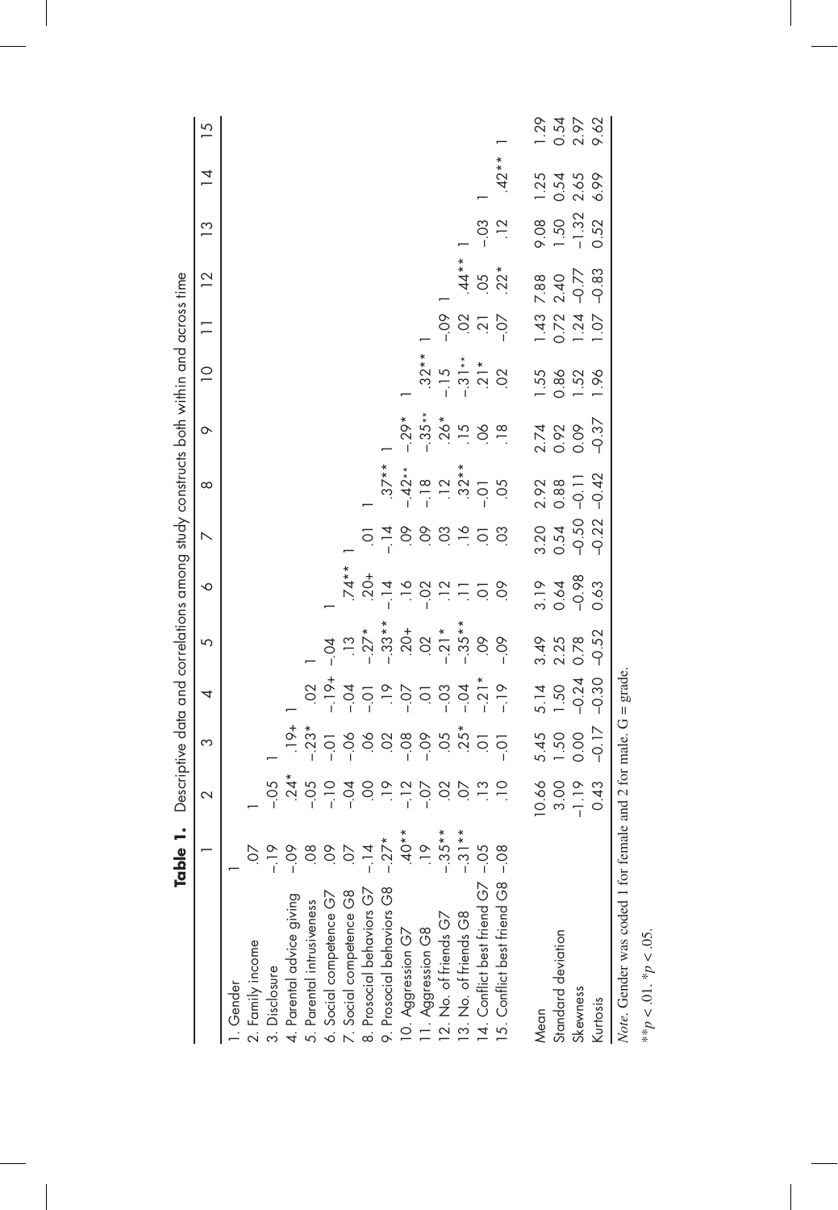**Table 1.** Descriptive data and correlations among study constructs both within and across time

| | 1 | 2 | 3 | 4 | 5 | 6 | 7 | 8 | 9 | 10 | 11 | 12 | 13 | 14 | 15 |
|---|---|---|---|---|---|---|---|---|---|---|---|---|---|---|---|
| 1. Gender | 1 | | | | | | | | | | | | | | |
| 2. Family income | .07 | 1 | | | | | | | | | | | | | |
| 3. Disclosure | –.19 | –.05 | 1 | | | | | | | | | | | | |
| 4. Parental advice giving | –.09 | .24* | .19+ | 1 | | | | | | | | | | | |
| 5. Parental intrusiveness | .08 | –.05 | –.23* | .02 | 1 | | | | | | | | | | |
| 6. Social competence G7 | .09 | –.10 | –.01 | –.19+ | –.04 | 1 | | | | | | | | | |
| 7. Social competence G8 | .07 | –.04 | –.06 | –.04 | .13 | .74** | 1 | | | | | | | | |
| 8. Prosocial behaviors G7 | –.14 | .00 | .06 | –.01 | –.27* | .20+ | .01 | 1 | | | | | | | |
| 9. Prosocial behaviors G8 | –.27* | .19 | .02 | .19 | –.33** | –.14 | –.14 | .37** | 1 | | | | | | |
| 10. Aggression G7 | .40** | –.12 | –.08 | –.07 | .20+ | .16 | .09 | –.42** | –.29* | 1 | | | | | |
| 11. Aggression G8 | .19 | –.07 | –.09 | .01 | .02 | –.02 | .09 | –.18 | –.35** | .32** | 1 | | | | |
| 12. No. of friends G7 | –.35** | .02 | .05 | –.03 | –.21* | .12 | .03 | .12 | .26* | –.15 | –.09 | 1 | | | |
| 13. No. of friends G8 | –.31** | .07 | .25* | –.04 | –.35** | .11 | .16 | .32** | .15 | –.31** | .02 | .44** | 1 | | |
| 14. Conflict best friend G7 | –.05 | .13 | .01 | –.21* | .09 | .01 | .01 | –.01 | .06 | .21* | .21 | .05 | –.03 | 1 | |
| 15. Conflict best friend G8 | –.08 | .10 | –.01 | –.19 | –.09 | .09 | .03 | .05 | .18 | .02 | –.07 | .22* | .12 | .42** | 1 |
| Mean | | 10.66 | 5.45 | 5.14 | 3.49 | 3.19 | 3.20 | 2.92 | 2.74 | 1.55 | 1.43 | 7.88 | 9.08 | 1.25 | 1.29 |
| Standard deviation | | 3.00 | 1.50 | 1.50 | 2.25 | 0.64 | 0.54 | 0.88 | 0.92 | 0.86 | 0.72 | 2.40 | 1.50 | 0.54 | 0.54 |
| Skewness | | –1.19 | 0.00 | –0.24 | 0.78 | –0.98 | –0.50 | –0.11 | 0.09 | 1.52 | 1.24 | –0.77 | –1.32 | 2.65 | 2.97 |
| Kurtosis | | 0.43 | –0.17 | –0.30 | –0.52 | 0.63 | –0.22 | –0.42 | –0.37 | 1.96 | 1.07 | –0.83 | 0.52 | 6.99 | 9.62 |

*Note.* Gender was coded 1 for female and 2 for male. G = grade.

$^{**}p < .01$. $^{*}p < .05$.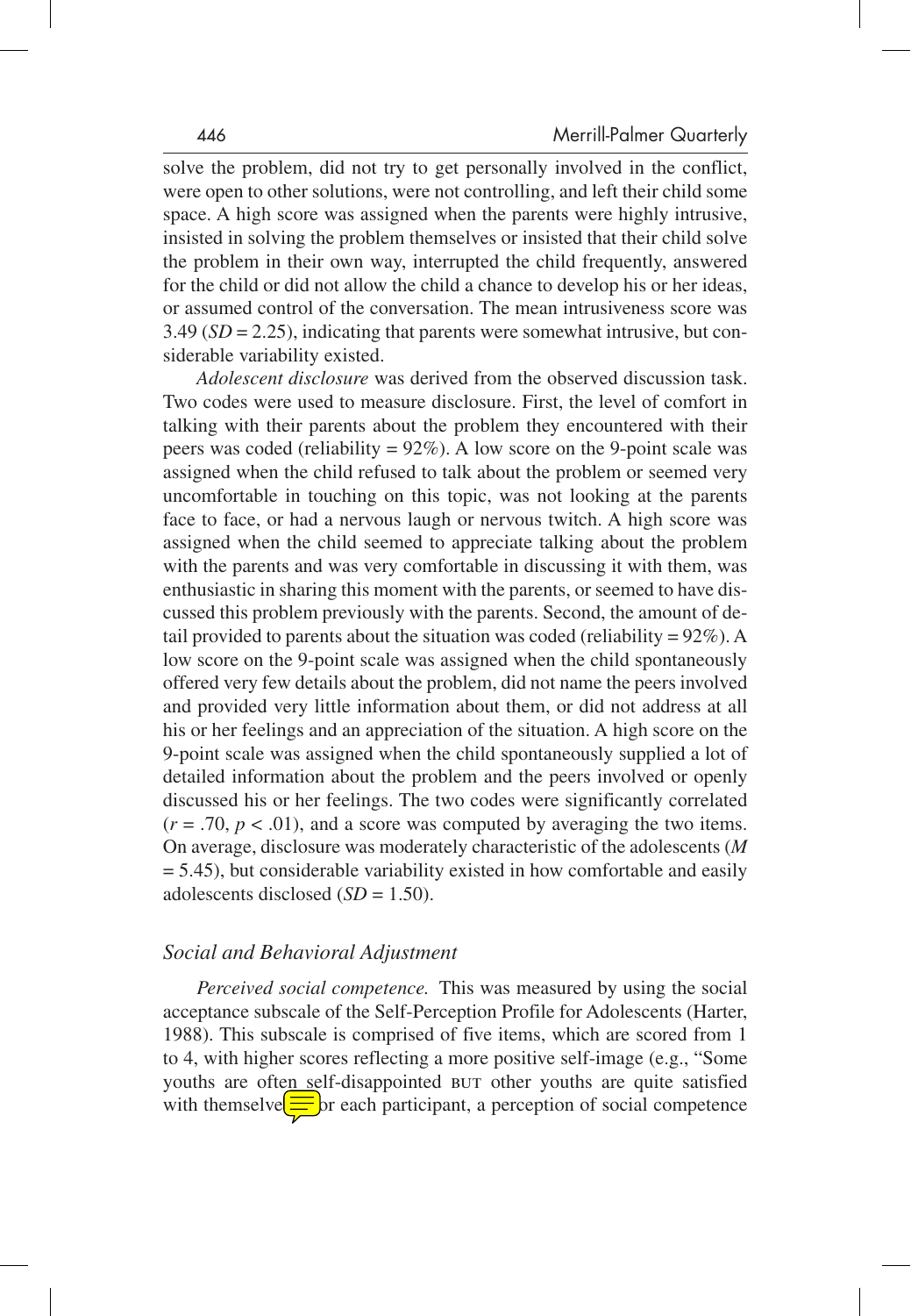solve the problem, did not try to get personally involved in the conflict, were open to other solutions, were not controlling, and left their child some space. A high score was assigned when the parents were highly intrusive, insisted in solving the problem themselves or insisted that their child solve the problem in their own way, interrupted the child frequently, answered for the child or did not allow the child a chance to develop his or her ideas, or assumed control of the conversation. The mean intrusiveness score was 3.49 ($SD$ = 2.25), indicating that parents were somewhat intrusive, but considerable variability existed.

*Adolescent disclosure* was derived from the observed discussion task. Two codes were used to measure disclosure. First, the level of comfort in talking with their parents about the problem they encountered with their peers was coded (reliability = 92%). A low score on the 9-point scale was assigned when the child refused to talk about the problem or seemed very uncomfortable in touching on this topic, was not looking at the parents face to face, or had a nervous laugh or nervous twitch. A high score was assigned when the child seemed to appreciate talking about the problem with the parents and was very comfortable in discussing it with them, was enthusiastic in sharing this moment with the parents, or seemed to have discussed this problem previously with the parents. Second, the amount of detail provided to parents about the situation was coded (reliability = 92%). A low score on the 9-point scale was assigned when the child spontaneously offered very few details about the problem, did not name the peers involved and provided very little information about them, or did not address at all his or her feelings and an appreciation of the situation. A high score on the 9-point scale was assigned when the child spontaneously supplied a lot of detailed information about the problem and the peers involved or openly discussed his or her feelings. The two codes were significantly correlated ($r$ = .70, $p$ < .01), and a score was computed by averaging the two items. On average, disclosure was moderately characteristic of the adolescents ($M$ = 5.45), but considerable variability existed in how comfortable and easily adolescents disclosed ($SD$ = 1.50).

### *Social and Behavioral Adjustment*

*Perceived social competence.* This was measured by using the social acceptance subscale of the Self-Perception Profile for Adolescents (Harter, 1988). This subscale is comprised of five items, which are scored from 1 to 4, with higher scores reflecting a more positive self-image (e.g., "Some youths are often self-disappointed BUT other youths are quite satisfied with themselves"). For each participant, a perception of social competence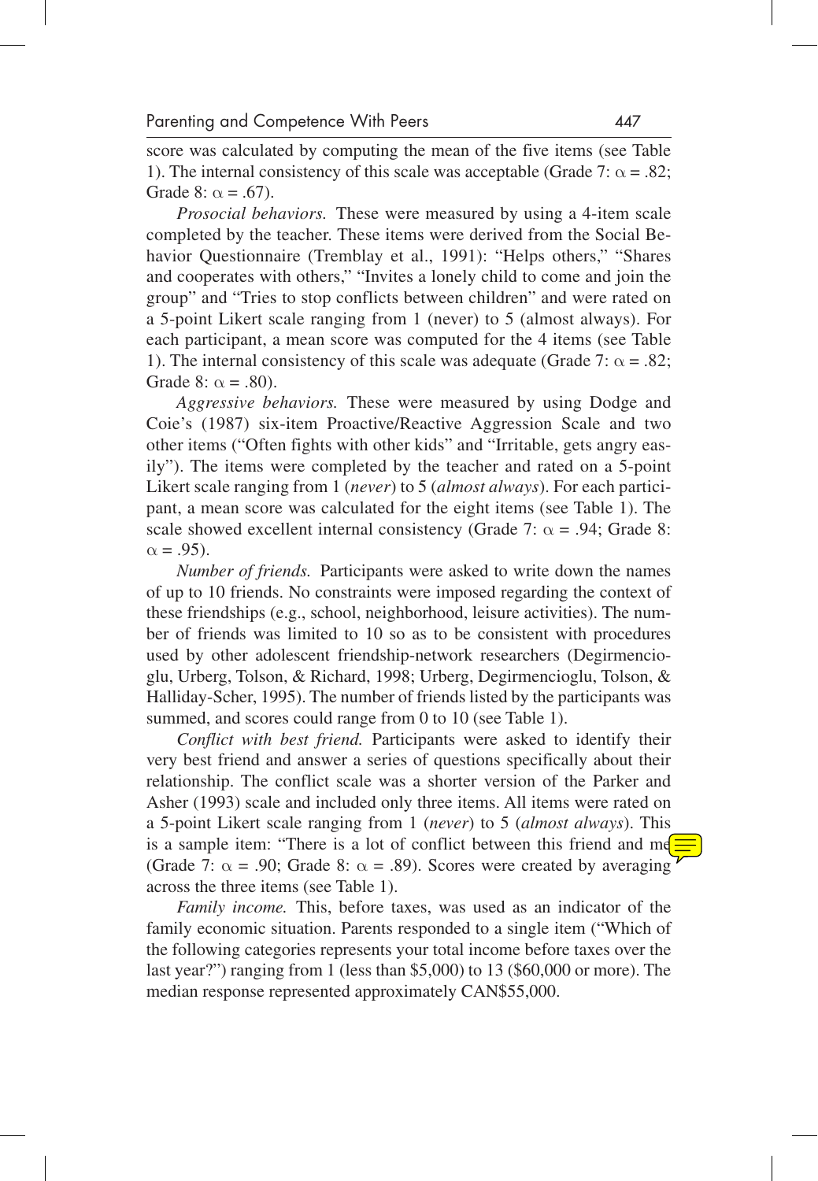score was calculated by computing the mean of the five items (see Table 1). The internal consistency of this scale was acceptable (Grade 7: $\alpha = .82$; Grade 8: $\alpha = .67$).

*Prosocial behaviors.* These were measured by using a 4-item scale completed by the teacher. These items were derived from the Social Behavior Questionnaire (Tremblay et al., 1991): "Helps others," "Shares and cooperates with others," "Invites a lonely child to come and join the group" and "Tries to stop conflicts between children" and were rated on a 5-point Likert scale ranging from 1 (never) to 5 (almost always). For each participant, a mean score was computed for the 4 items (see Table 1). The internal consistency of this scale was adequate (Grade 7: $\alpha = .82$; Grade 8: $\alpha = .80$).

*Aggressive behaviors.* These were measured by using Dodge and Coie's (1987) six-item Proactive/Reactive Aggression Scale and two other items ("Often fights with other kids" and "Irritable, gets angry easily"). The items were completed by the teacher and rated on a 5-point Likert scale ranging from 1 (*never*) to 5 (*almost always*). For each participant, a mean score was calculated for the eight items (see Table 1). The scale showed excellent internal consistency (Grade 7: $\alpha = .94$; Grade 8: $\alpha = .95$).

*Number of friends.* Participants were asked to write down the names of up to 10 friends. No constraints were imposed regarding the context of these friendships (e.g., school, neighborhood, leisure activities). The number of friends was limited to 10 so as to be consistent with procedures used by other adolescent friendship-network researchers (Degirmencioglu, Urberg, Tolson, & Richard, 1998; Urberg, Degirmencioglu, Tolson, & Halliday-Scher, 1995). The number of friends listed by the participants was summed, and scores could range from 0 to 10 (see Table 1).

*Conflict with best friend.* Participants were asked to identify their very best friend and answer a series of questions specifically about their relationship. The conflict scale was a shorter version of the Parker and Asher (1993) scale and included only three items. All items were rated on a 5-point Likert scale ranging from 1 (*never*) to 5 (*almost always*). This is a sample item: "There is a lot of conflict between this friend and me" (Grade 7: $\alpha = .90$; Grade 8: $\alpha = .89$). Scores were created by averaging across the three items (see Table 1).

*Family income.* This, before taxes, was used as an indicator of the family economic situation. Parents responded to a single item ("Which of the following categories represents your total income before taxes over the last year?") ranging from 1 (less than \$5,000) to 13 (\$60,000 or more). The median response represented approximately CAN\$55,000.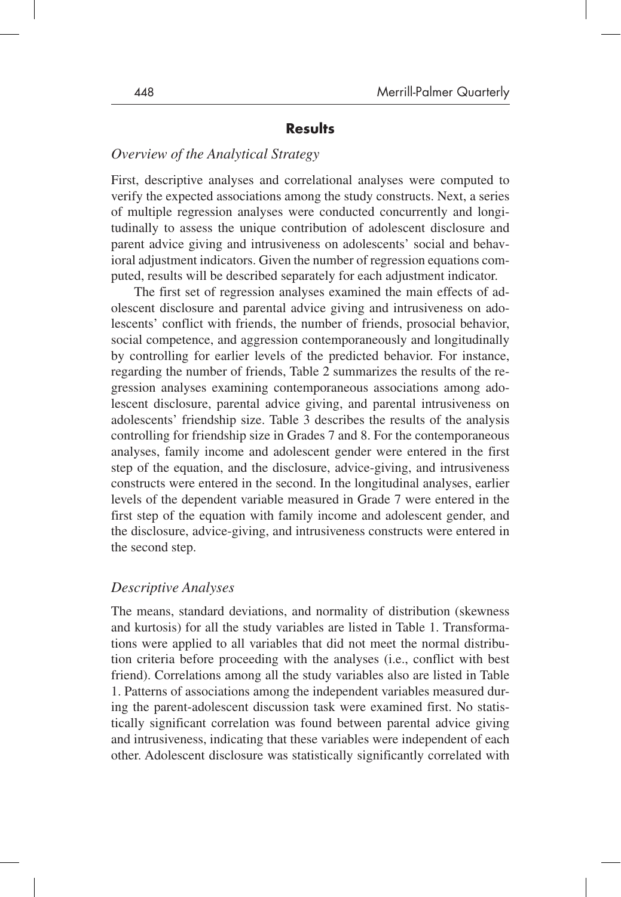## Results

### *Overview of the Analytical Strategy*

First, descriptive analyses and correlational analyses were computed to verify the expected associations among the study constructs. Next, a series of multiple regression analyses were conducted concurrently and longitudinally to assess the unique contribution of adolescent disclosure and parent advice giving and intrusiveness on adolescents' social and behavioral adjustment indicators. Given the number of regression equations computed, results will be described separately for each adjustment indicator.

The first set of regression analyses examined the main effects of adolescent disclosure and parental advice giving and intrusiveness on adolescents' conflict with friends, the number of friends, prosocial behavior, social competence, and aggression contemporaneously and longitudinally by controlling for earlier levels of the predicted behavior. For instance, regarding the number of friends, Table 2 summarizes the results of the regression analyses examining contemporaneous associations among adolescent disclosure, parental advice giving, and parental intrusiveness on adolescents' friendship size. Table 3 describes the results of the analysis controlling for friendship size in Grades 7 and 8. For the contemporaneous analyses, family income and adolescent gender were entered in the first step of the equation, and the disclosure, advice-giving, and intrusiveness constructs were entered in the second. In the longitudinal analyses, earlier levels of the dependent variable measured in Grade 7 were entered in the first step of the equation with family income and adolescent gender, and the disclosure, advice-giving, and intrusiveness constructs were entered in the second step.

### *Descriptive Analyses*

The means, standard deviations, and normality of distribution (skewness and kurtosis) for all the study variables are listed in Table 1. Transformations were applied to all variables that did not meet the normal distribution criteria before proceeding with the analyses (i.e., conflict with best friend). Correlations among all the study variables also are listed in Table 1. Patterns of associations among the independent variables measured during the parent-adolescent discussion task were examined first. No statistically significant correlation was found between parental advice giving and intrusiveness, indicating that these variables were independent of each other. Adolescent disclosure was statistically significantly correlated with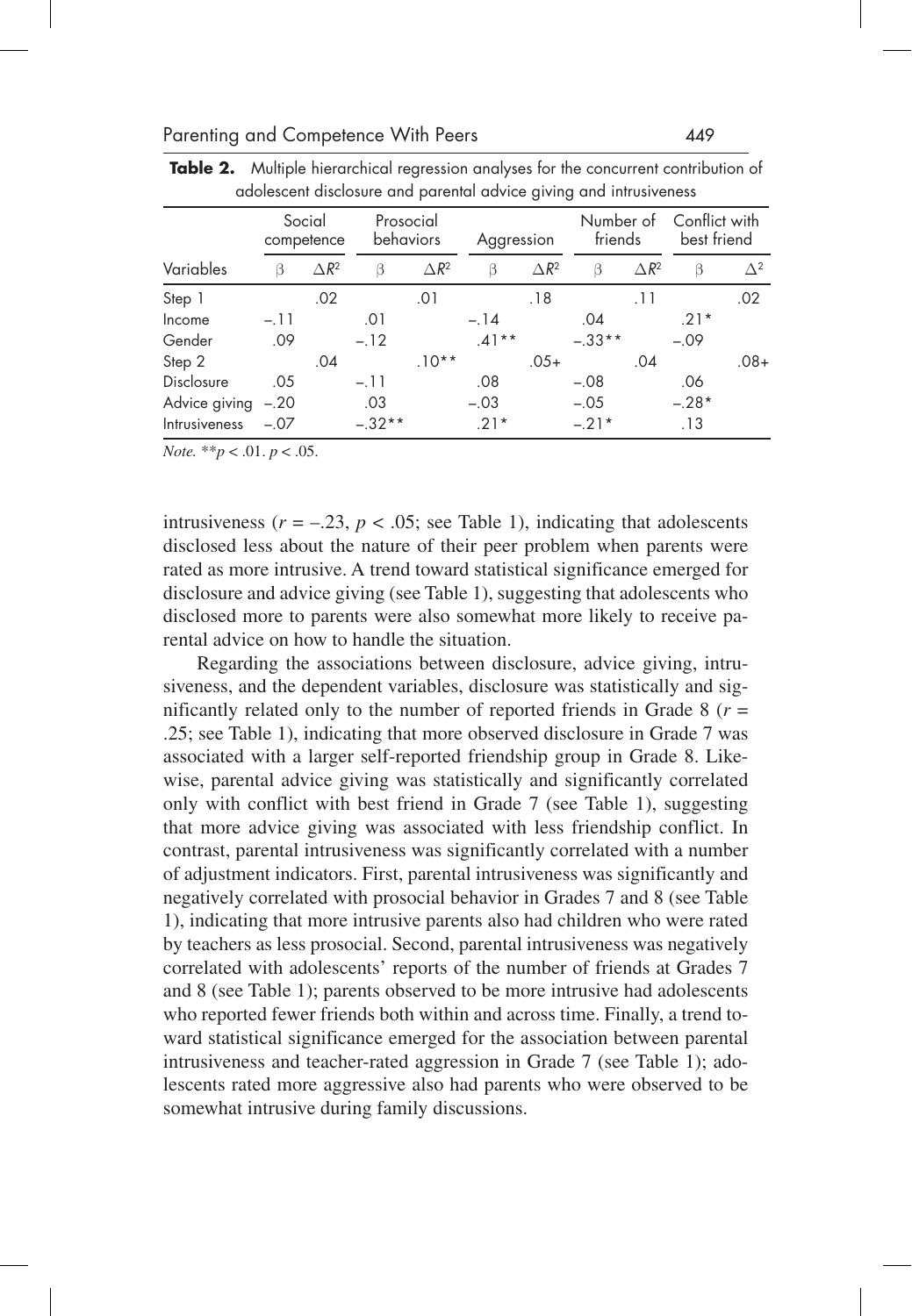**Table 2.** Multiple hierarchical regression analyses for the concurrent contribution of adolescent disclosure and parental advice giving and intrusiveness

| | Social competence | | Prosocial behaviors | | Aggression | | Number of friends | | Conflict with best friend | |
|---|---|---|---|---|---|---|---|---|---|---|
| Variables | β | $\Delta R^2$ | β | $\Delta R^2$ | β | $\Delta R^2$ | β | $\Delta R^2$ | β | $\Delta^2$ |
| Step 1 | | .02 | | .01 | | .18 | | .11 | | .02 |
| Income | –.11 | | .01 | | –.14 | | .04 | | .21* | |
| Gender | .09 | | –.12 | | .41** | | –.33** | | –.09 | |
| Step 2 | | .04 | | .10** | | .05+ | | .04 | | .08+ |
| Disclosure | .05 | | –.11 | | .08 | | –.08 | | .06 | |
| Advice giving | –.20 | | .03 | | –.03 | | –.05 | | –.28* | |
| Intrusiveness | –.07 | | –.32** | | .21* | | –.21* | | .13 | |

*Note.* $^{**}p < .01$. $p < .05$.

intrusiveness ($r = -.23$, $p < .05$; see Table 1), indicating that adolescents disclosed less about the nature of their peer problem when parents were rated as more intrusive. A trend toward statistical significance emerged for disclosure and advice giving (see Table 1), suggesting that adolescents who disclosed more to parents were also somewhat more likely to receive parental advice on how to handle the situation.

Regarding the associations between disclosure, advice giving, intrusiveness, and the dependent variables, disclosure was statistically and significantly related only to the number of reported friends in Grade 8 ($r = .25$; see Table 1), indicating that more observed disclosure in Grade 7 was associated with a larger self-reported friendship group in Grade 8. Likewise, parental advice giving was statistically and significantly correlated only with conflict with best friend in Grade 7 (see Table 1), suggesting that more advice giving was associated with less friendship conflict. In contrast, parental intrusiveness was significantly correlated with a number of adjustment indicators. First, parental intrusiveness was significantly and negatively correlated with prosocial behavior in Grades 7 and 8 (see Table 1), indicating that more intrusive parents also had children who were rated by teachers as less prosocial. Second, parental intrusiveness was negatively correlated with adolescents' reports of the number of friends at Grades 7 and 8 (see Table 1); parents observed to be more intrusive had adolescents who reported fewer friends both within and across time. Finally, a trend toward statistical significance emerged for the association between parental intrusiveness and teacher-rated aggression in Grade 7 (see Table 1); adolescents rated more aggressive also had parents who were observed to be somewhat intrusive during family discussions.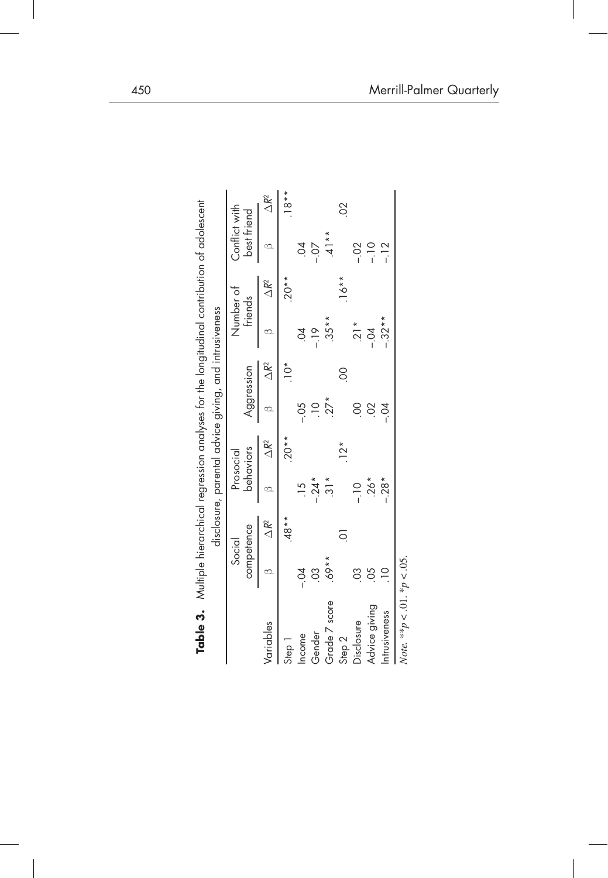**Table 3.** Multiple hierarchical regression analyses for the longitudinal contribution of adolescent disclosure, parental advice giving, and intrusiveness

| Variables | Social competence | | Prosocial behaviors | | Aggression | | Number of friends | | Conflict with best friend | |
|---|---|---|---|---|---|---|---|---|---|---|
| | β | Δ$R^2$ | β | Δ$R^2$ | β | Δ$R^2$ | β | Δ$R^2$ | β | Δ$R^2$ |
| Step 1 | | .48** | | .20** | | .10* | | .20** | | .18** |
| Income | -.04 | | .15 | | -.05 | | .04 | | .04 | |
| Gender | .03 | | -.24* | | .10 | | -.19 | | -.07 | |
| Grade 7 score | .69** | | .31* | | .27* | | .35** | | .41** | |
| Step 2 | | .01 | | .12* | | .00 | | .16** | | .02 |
| Disclosure | .03 | | -.10 | | .00 | | .21* | | -.02 | |
| Advice giving | .05 | | .26* | | .02 | | -.04 | | -.10 | |
| Intrusiveness | .10 | | -.28* | | -.04 | | -.32** | | -.12 | |

*Note.* $^{**}p < .01$. $^{*}p < .05$.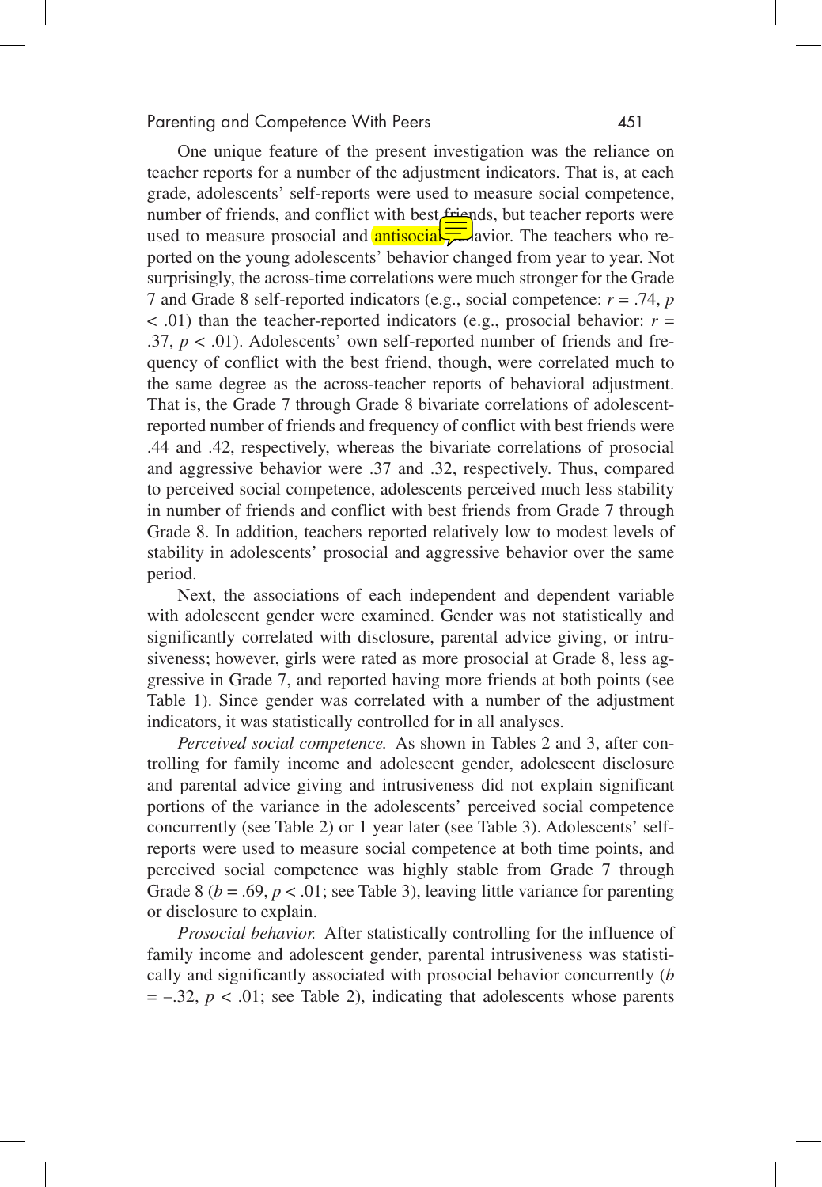One unique feature of the present investigation was the reliance on teacher reports for a number of the adjustment indicators. That is, at each grade, adolescents' self-reports were used to measure social competence, number of friends, and conflict with best friends, but teacher reports were used to measure prosocial and antisocial behavior. The teachers who reported on the young adolescents' behavior changed from year to year. Not surprisingly, the across-time correlations were much stronger for the Grade 7 and Grade 8 self-reported indicators (e.g., social competence: $r = .74$, $p < .01$) than the teacher-reported indicators (e.g., prosocial behavior: $r = .37$, $p < .01$). Adolescents' own self-reported number of friends and frequency of conflict with the best friend, though, were correlated much to the same degree as the across-teacher reports of behavioral adjustment. That is, the Grade 7 through Grade 8 bivariate correlations of adolescent-reported number of friends and frequency of conflict with best friends were .44 and .42, respectively, whereas the bivariate correlations of prosocial and aggressive behavior were .37 and .32, respectively. Thus, compared to perceived social competence, adolescents perceived much less stability in number of friends and conflict with best friends from Grade 7 through Grade 8. In addition, teachers reported relatively low to modest levels of stability in adolescents' prosocial and aggressive behavior over the same period.

Next, the associations of each independent and dependent variable with adolescent gender were examined. Gender was not statistically and significantly correlated with disclosure, parental advice giving, or intrusiveness; however, girls were rated as more prosocial at Grade 8, less aggressive in Grade 7, and reported having more friends at both points (see Table 1). Since gender was correlated with a number of the adjustment indicators, it was statistically controlled for in all analyses.

*Perceived social competence.* As shown in Tables 2 and 3, after controlling for family income and adolescent gender, adolescent disclosure and parental advice giving and intrusiveness did not explain significant portions of the variance in the adolescents' perceived social competence concurrently (see Table 2) or 1 year later (see Table 3). Adolescents' self-reports were used to measure social competence at both time points, and perceived social competence was highly stable from Grade 7 through Grade 8 ($b = .69$, $p < .01$; see Table 3), leaving little variance for parenting or disclosure to explain.

*Prosocial behavior.* After statistically controlling for the influence of family income and adolescent gender, parental intrusiveness was statistically and significantly associated with prosocial behavior concurrently ($b = -.32$, $p < .01$; see Table 2), indicating that adolescents whose parents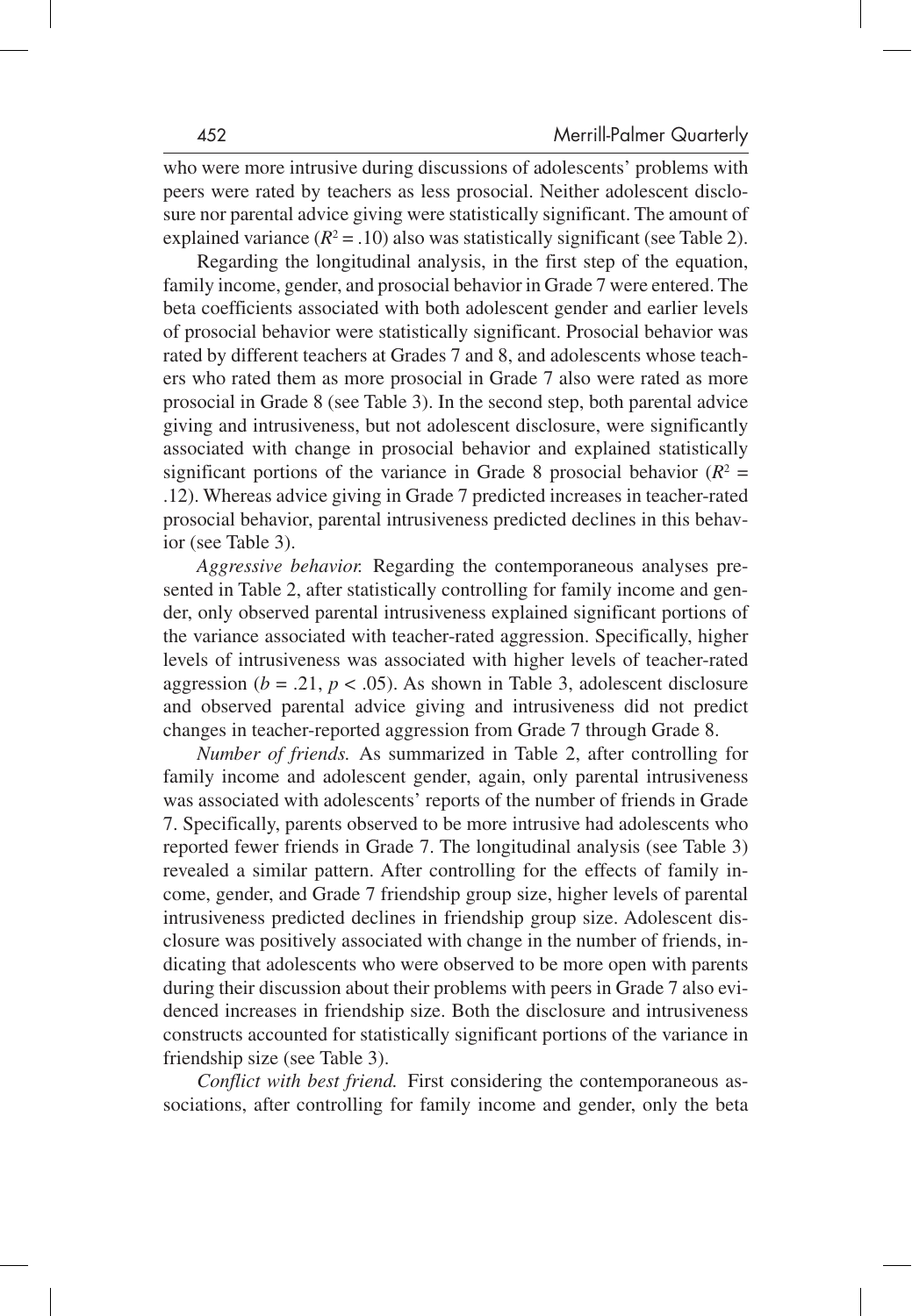who were more intrusive during discussions of adolescents' problems with peers were rated by teachers as less prosocial. Neither adolescent disclosure nor parental advice giving were statistically significant. The amount of explained variance ($R^2 = .10$) also was statistically significant (see Table 2).

Regarding the longitudinal analysis, in the first step of the equation, family income, gender, and prosocial behavior in Grade 7 were entered. The beta coefficients associated with both adolescent gender and earlier levels of prosocial behavior were statistically significant. Prosocial behavior was rated by different teachers at Grades 7 and 8, and adolescents whose teachers who rated them as more prosocial in Grade 7 also were rated as more prosocial in Grade 8 (see Table 3). In the second step, both parental advice giving and intrusiveness, but not adolescent disclosure, were significantly associated with change in prosocial behavior and explained statistically significant portions of the variance in Grade 8 prosocial behavior ($R^2 = .12$). Whereas advice giving in Grade 7 predicted increases in teacher-rated prosocial behavior, parental intrusiveness predicted declines in this behavior (see Table 3).

*Aggressive behavior.* Regarding the contemporaneous analyses presented in Table 2, after statistically controlling for family income and gender, only observed parental intrusiveness explained significant portions of the variance associated with teacher-rated aggression. Specifically, higher levels of intrusiveness was associated with higher levels of teacher-rated aggression ($b = .21$, $p < .05$). As shown in Table 3, adolescent disclosure and observed parental advice giving and intrusiveness did not predict changes in teacher-reported aggression from Grade 7 through Grade 8.

*Number of friends.* As summarized in Table 2, after controlling for family income and adolescent gender, again, only parental intrusiveness was associated with adolescents' reports of the number of friends in Grade 7. Specifically, parents observed to be more intrusive had adolescents who reported fewer friends in Grade 7. The longitudinal analysis (see Table 3) revealed a similar pattern. After controlling for the effects of family income, gender, and Grade 7 friendship group size, higher levels of parental intrusiveness predicted declines in friendship group size. Adolescent disclosure was positively associated with change in the number of friends, indicating that adolescents who were observed to be more open with parents during their discussion about their problems with peers in Grade 7 also evidenced increases in friendship size. Both the disclosure and intrusiveness constructs accounted for statistically significant portions of the variance in friendship size (see Table 3).

*Conflict with best friend.* First considering the contemporaneous associations, after controlling for family income and gender, only the beta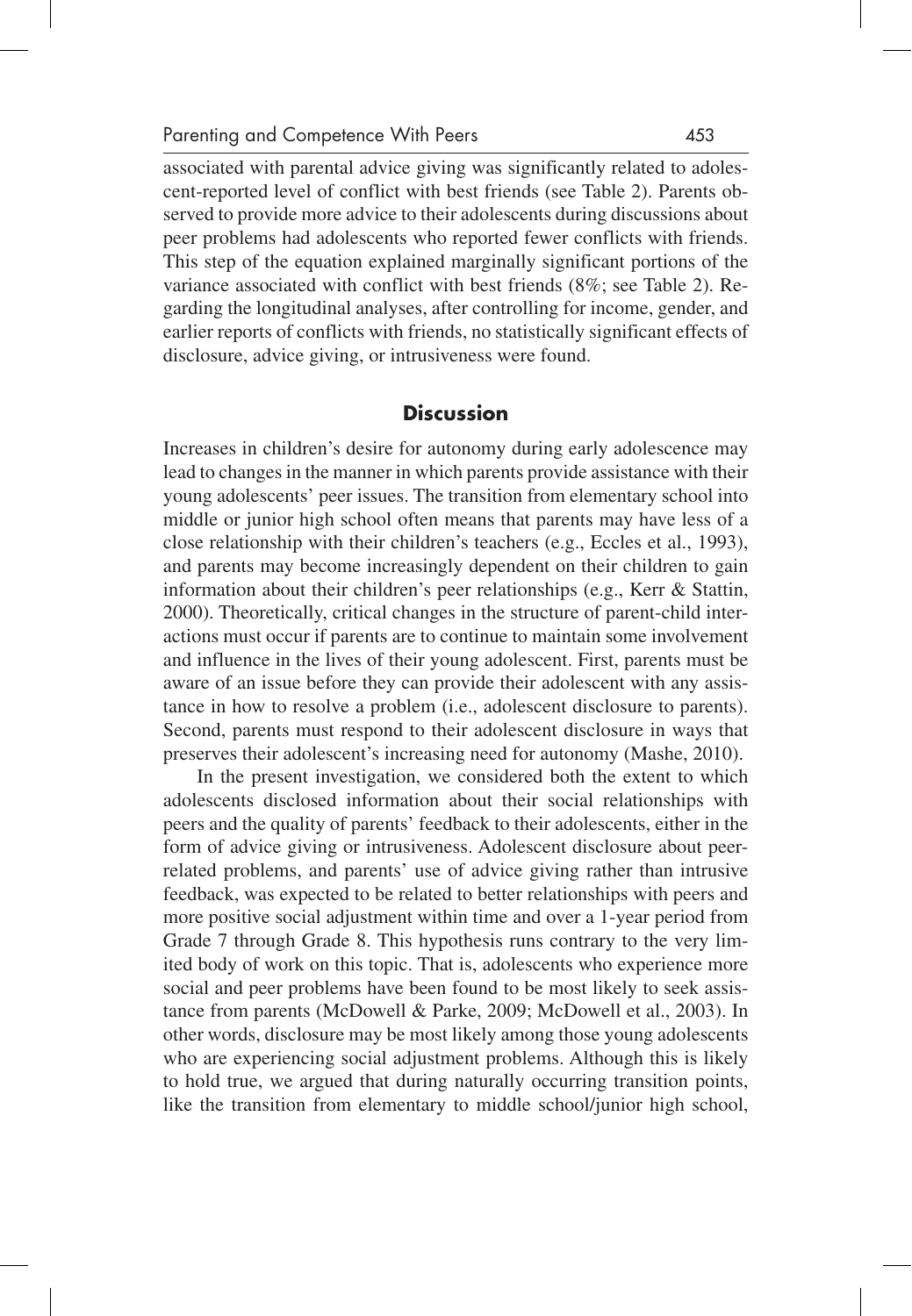associated with parental advice giving was significantly related to adolescent-reported level of conflict with best friends (see Table 2). Parents observed to provide more advice to their adolescents during discussions about peer problems had adolescents who reported fewer conflicts with friends. This step of the equation explained marginally significant portions of the variance associated with conflict with best friends (8%; see Table 2). Regarding the longitudinal analyses, after controlling for income, gender, and earlier reports of conflicts with friends, no statistically significant effects of disclosure, advice giving, or intrusiveness were found.

## Discussion

Increases in children's desire for autonomy during early adolescence may lead to changes in the manner in which parents provide assistance with their young adolescents' peer issues. The transition from elementary school into middle or junior high school often means that parents may have less of a close relationship with their children's teachers (e.g., Eccles et al., 1993), and parents may become increasingly dependent on their children to gain information about their children's peer relationships (e.g., Kerr & Stattin, 2000). Theoretically, critical changes in the structure of parent-child interactions must occur if parents are to continue to maintain some involvement and influence in the lives of their young adolescent. First, parents must be aware of an issue before they can provide their adolescent with any assistance in how to resolve a problem (i.e., adolescent disclosure to parents). Second, parents must respond to their adolescent disclosure in ways that preserves their adolescent's increasing need for autonomy (Mashe, 2010).

In the present investigation, we considered both the extent to which adolescents disclosed information about their social relationships with peers and the quality of parents' feedback to their adolescents, either in the form of advice giving or intrusiveness. Adolescent disclosure about peer-related problems, and parents' use of advice giving rather than intrusive feedback, was expected to be related to better relationships with peers and more positive social adjustment within time and over a 1-year period from Grade 7 through Grade 8. This hypothesis runs contrary to the very limited body of work on this topic. That is, adolescents who experience more social and peer problems have been found to be most likely to seek assistance from parents (McDowell & Parke, 2009; McDowell et al., 2003). In other words, disclosure may be most likely among those young adolescents who are experiencing social adjustment problems. Although this is likely to hold true, we argued that during naturally occurring transition points, like the transition from elementary to middle school/junior high school,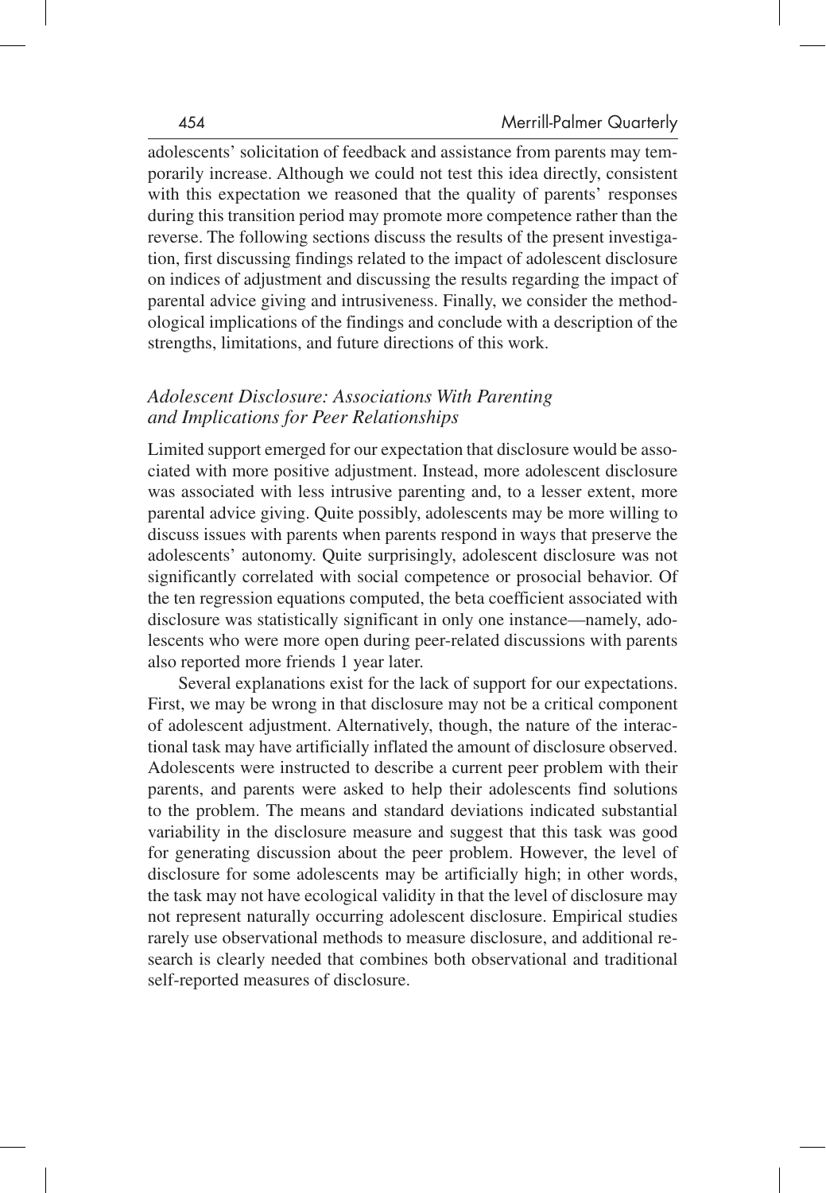adolescents' solicitation of feedback and assistance from parents may temporarily increase. Although we could not test this idea directly, consistent with this expectation we reasoned that the quality of parents' responses during this transition period may promote more competence rather than the reverse. The following sections discuss the results of the present investigation, first discussing findings related to the impact of adolescent disclosure on indices of adjustment and discussing the results regarding the impact of parental advice giving and intrusiveness. Finally, we consider the methodological implications of the findings and conclude with a description of the strengths, limitations, and future directions of this work.

### *Adolescent Disclosure: Associations With Parenting and Implications for Peer Relationships*

Limited support emerged for our expectation that disclosure would be associated with more positive adjustment. Instead, more adolescent disclosure was associated with less intrusive parenting and, to a lesser extent, more parental advice giving. Quite possibly, adolescents may be more willing to discuss issues with parents when parents respond in ways that preserve the adolescents' autonomy. Quite surprisingly, adolescent disclosure was not significantly correlated with social competence or prosocial behavior. Of the ten regression equations computed, the beta coefficient associated with disclosure was statistically significant in only one instance—namely, adolescents who were more open during peer-related discussions with parents also reported more friends 1 year later.

Several explanations exist for the lack of support for our expectations. First, we may be wrong in that disclosure may not be a critical component of adolescent adjustment. Alternatively, though, the nature of the interactional task may have artificially inflated the amount of disclosure observed. Adolescents were instructed to describe a current peer problem with their parents, and parents were asked to help their adolescents find solutions to the problem. The means and standard deviations indicated substantial variability in the disclosure measure and suggest that this task was good for generating discussion about the peer problem. However, the level of disclosure for some adolescents may be artificially high; in other words, the task may not have ecological validity in that the level of disclosure may not represent naturally occurring adolescent disclosure. Empirical studies rarely use observational methods to measure disclosure, and additional research is clearly needed that combines both observational and traditional self-reported measures of disclosure.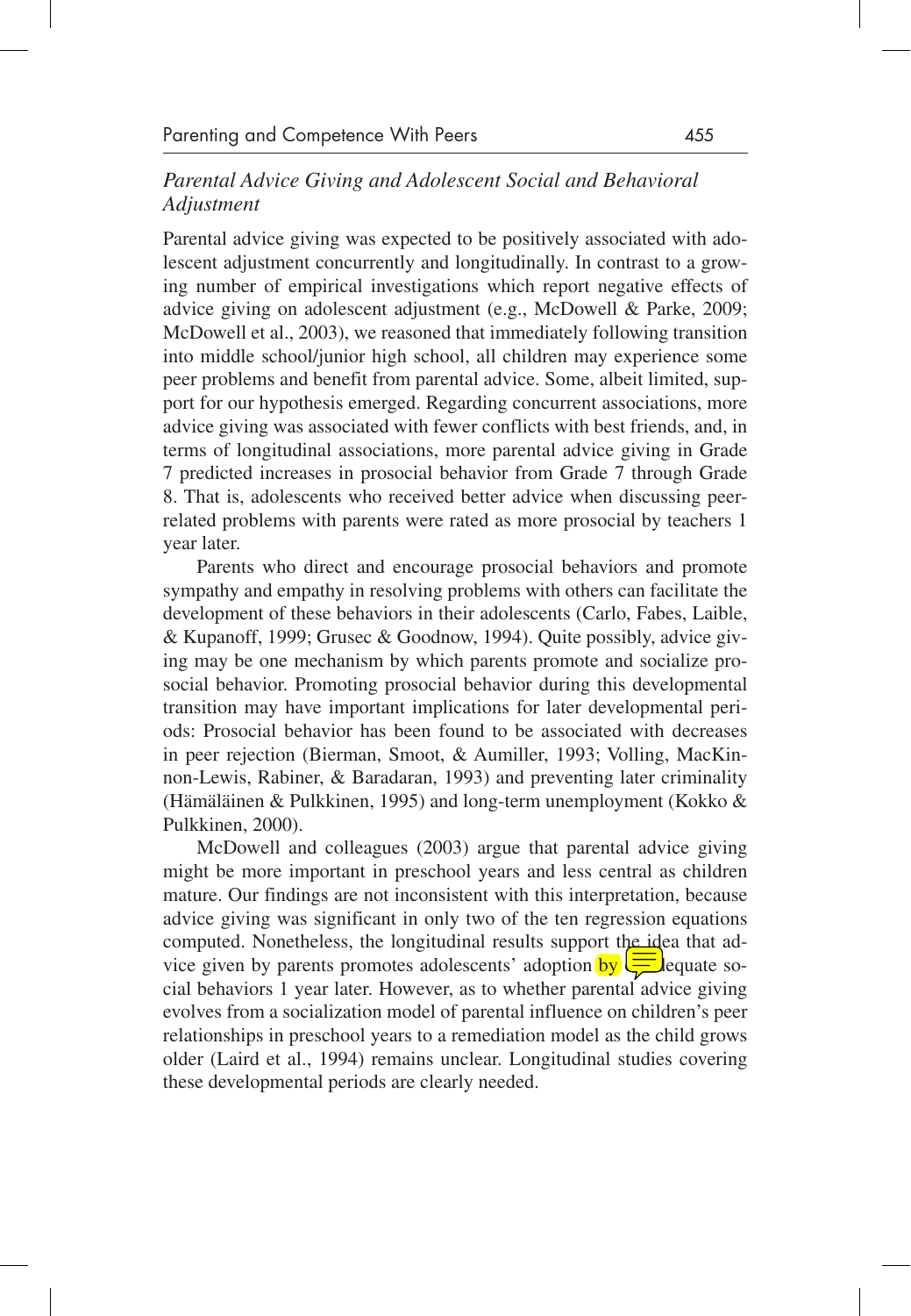### *Parental Advice Giving and Adolescent Social and Behavioral Adjustment*

Parental advice giving was expected to be positively associated with adolescent adjustment concurrently and longitudinally. In contrast to a growing number of empirical investigations which report negative effects of advice giving on adolescent adjustment (e.g., McDowell & Parke, 2009; McDowell et al., 2003), we reasoned that immediately following transition into middle school/junior high school, all children may experience some peer problems and benefit from parental advice. Some, albeit limited, support for our hypothesis emerged. Regarding concurrent associations, more advice giving was associated with fewer conflicts with best friends, and, in terms of longitudinal associations, more parental advice giving in Grade 7 predicted increases in prosocial behavior from Grade 7 through Grade 8. That is, adolescents who received better advice when discussing peer-related problems with parents were rated as more prosocial by teachers 1 year later.

Parents who direct and encourage prosocial behaviors and promote sympathy and empathy in resolving problems with others can facilitate the development of these behaviors in their adolescents (Carlo, Fabes, Laible, & Kupanoff, 1999; Grusec & Goodnow, 1994). Quite possibly, advice giving may be one mechanism by which parents promote and socialize prosocial behavior. Promoting prosocial behavior during this developmental transition may have important implications for later developmental periods: Prosocial behavior has been found to be associated with decreases in peer rejection (Bierman, Smoot, & Aumiller, 1993; Volling, MacKinnon-Lewis, Rabiner, & Baradaran, 1993) and preventing later criminality (Hämäläinen & Pulkkinen, 1995) and long-term unemployment (Kokko & Pulkkinen, 2000).

McDowell and colleagues (2003) argue that parental advice giving might be more important in preschool years and less central as children mature. Our findings are not inconsistent with this interpretation, because advice giving was significant in only two of the ten regression equations computed. Nonetheless, the longitudinal results support the idea that advice given by parents promotes adolescents' adoption by adequate social behaviors 1 year later. However, as to whether parental advice giving evolves from a socialization model of parental influence on children's peer relationships in preschool years to a remediation model as the child grows older (Laird et al., 1994) remains unclear. Longitudinal studies covering these developmental periods are clearly needed.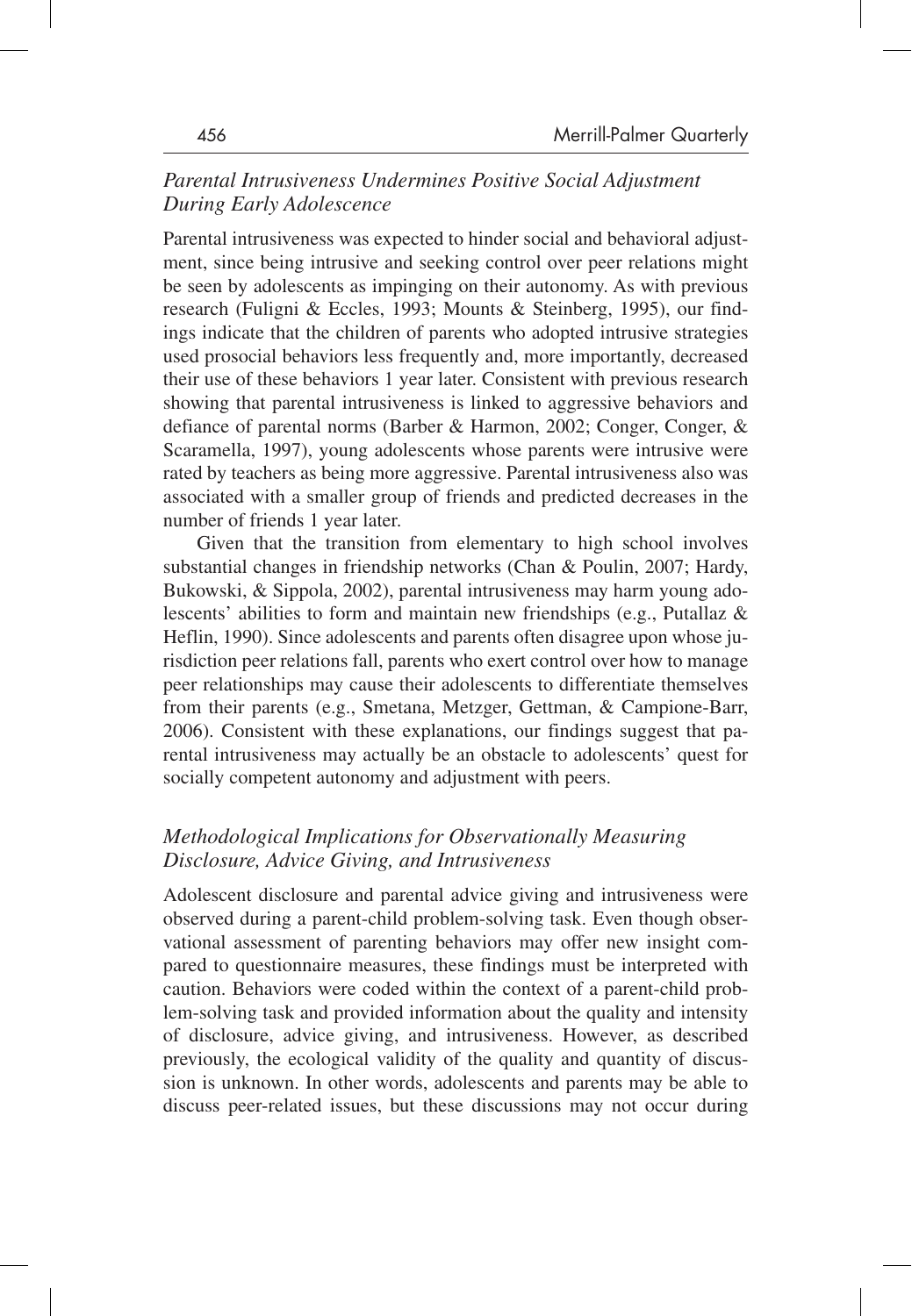### *Parental Intrusiveness Undermines Positive Social Adjustment During Early Adolescence*

Parental intrusiveness was expected to hinder social and behavioral adjustment, since being intrusive and seeking control over peer relations might be seen by adolescents as impinging on their autonomy. As with previous research (Fuligni & Eccles, 1993; Mounts & Steinberg, 1995), our findings indicate that the children of parents who adopted intrusive strategies used prosocial behaviors less frequently and, more importantly, decreased their use of these behaviors 1 year later. Consistent with previous research showing that parental intrusiveness is linked to aggressive behaviors and defiance of parental norms (Barber & Harmon, 2002; Conger, Conger, & Scaramella, 1997), young adolescents whose parents were intrusive were rated by teachers as being more aggressive. Parental intrusiveness also was associated with a smaller group of friends and predicted decreases in the number of friends 1 year later.

Given that the transition from elementary to high school involves substantial changes in friendship networks (Chan & Poulin, 2007; Hardy, Bukowski, & Sippola, 2002), parental intrusiveness may harm young adolescents' abilities to form and maintain new friendships (e.g., Putallaz & Heflin, 1990). Since adolescents and parents often disagree upon whose jurisdiction peer relations fall, parents who exert control over how to manage peer relationships may cause their adolescents to differentiate themselves from their parents (e.g., Smetana, Metzger, Gettman, & Campione-Barr, 2006). Consistent with these explanations, our findings suggest that parental intrusiveness may actually be an obstacle to adolescents' quest for socially competent autonomy and adjustment with peers.

### *Methodological Implications for Observationally Measuring Disclosure, Advice Giving, and Intrusiveness*

Adolescent disclosure and parental advice giving and intrusiveness were observed during a parent-child problem-solving task. Even though observational assessment of parenting behaviors may offer new insight compared to questionnaire measures, these findings must be interpreted with caution. Behaviors were coded within the context of a parent-child problem-solving task and provided information about the quality and intensity of disclosure, advice giving, and intrusiveness. However, as described previously, the ecological validity of the quality and quantity of discussion is unknown. In other words, adolescents and parents may be able to discuss peer-related issues, but these discussions may not occur during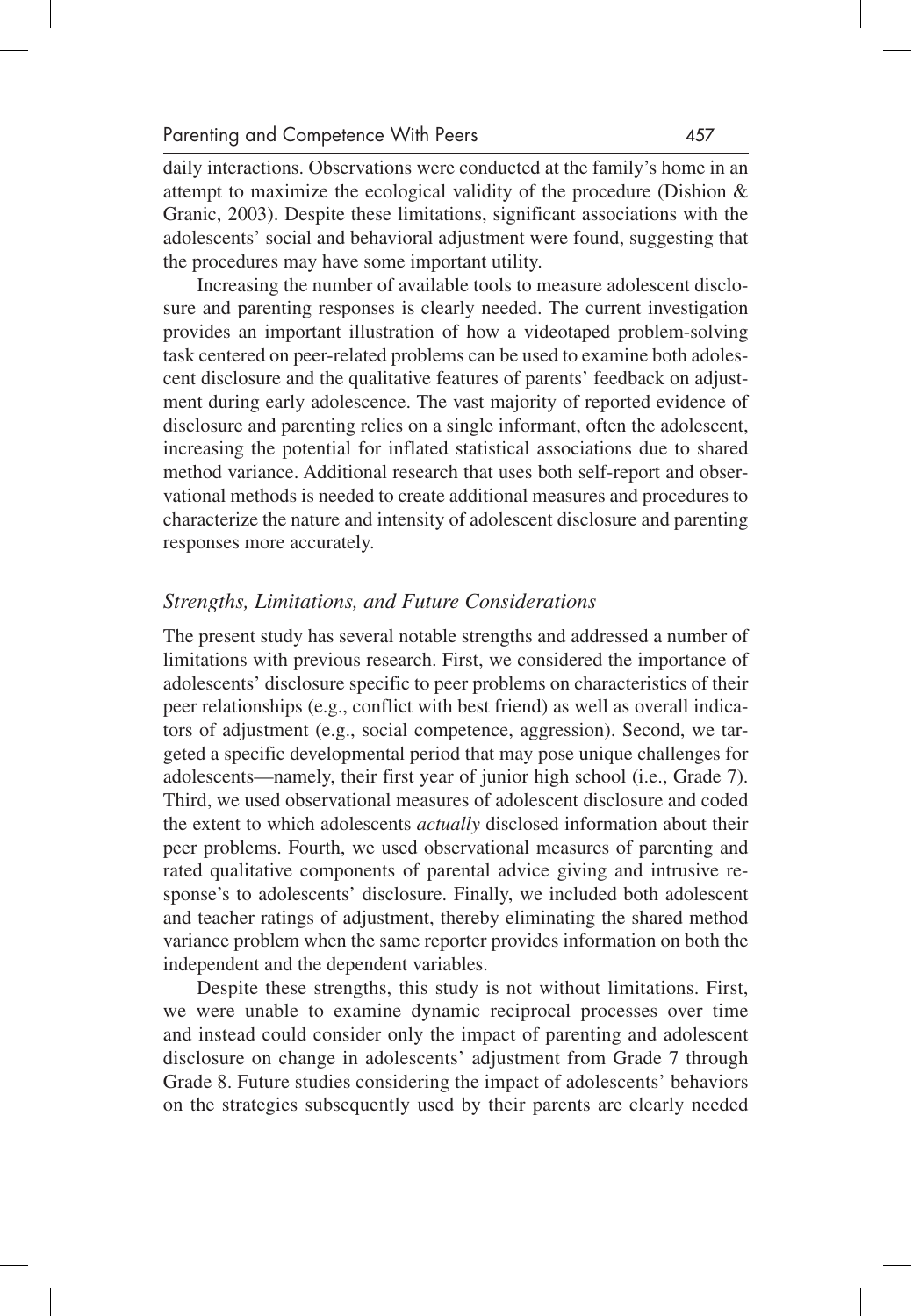daily interactions. Observations were conducted at the family's home in an attempt to maximize the ecological validity of the procedure (Dishion & Granic, 2003). Despite these limitations, significant associations with the adolescents' social and behavioral adjustment were found, suggesting that the procedures may have some important utility.

Increasing the number of available tools to measure adolescent disclosure and parenting responses is clearly needed. The current investigation provides an important illustration of how a videotaped problem-solving task centered on peer-related problems can be used to examine both adolescent disclosure and the qualitative features of parents' feedback on adjustment during early adolescence. The vast majority of reported evidence of disclosure and parenting relies on a single informant, often the adolescent, increasing the potential for inflated statistical associations due to shared method variance. Additional research that uses both self-report and observational methods is needed to create additional measures and procedures to characterize the nature and intensity of adolescent disclosure and parenting responses more accurately.

### *Strengths, Limitations, and Future Considerations*

The present study has several notable strengths and addressed a number of limitations with previous research. First, we considered the importance of adolescents' disclosure specific to peer problems on characteristics of their peer relationships (e.g., conflict with best friend) as well as overall indicators of adjustment (e.g., social competence, aggression). Second, we targeted a specific developmental period that may pose unique challenges for adolescents—namely, their first year of junior high school (i.e., Grade 7). Third, we used observational measures of adolescent disclosure and coded the extent to which adolescents *actually* disclosed information about their peer problems. Fourth, we used observational measures of parenting and rated qualitative components of parental advice giving and intrusive response's to adolescents' disclosure. Finally, we included both adolescent and teacher ratings of adjustment, thereby eliminating the shared method variance problem when the same reporter provides information on both the independent and the dependent variables.

Despite these strengths, this study is not without limitations. First, we were unable to examine dynamic reciprocal processes over time and instead could consider only the impact of parenting and adolescent disclosure on change in adolescents' adjustment from Grade 7 through Grade 8. Future studies considering the impact of adolescents' behaviors on the strategies subsequently used by their parents are clearly needed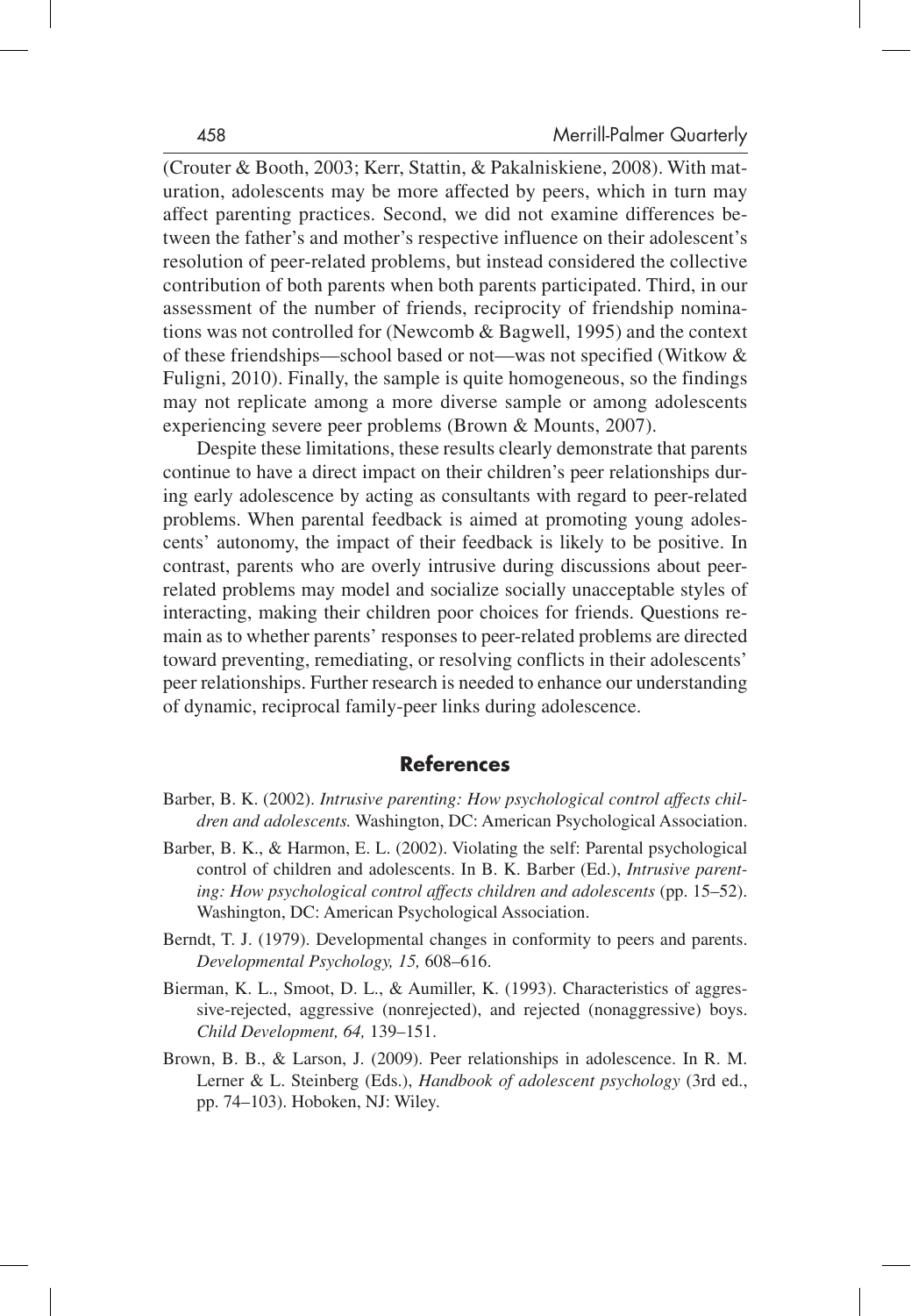(Crouter & Booth, 2003; Kerr, Stattin, & Pakalniskiene, 2008). With maturation, adolescents may be more affected by peers, which in turn may affect parenting practices. Second, we did not examine differences between the father's and mother's respective influence on their adolescent's resolution of peer-related problems, but instead considered the collective contribution of both parents when both parents participated. Third, in our assessment of the number of friends, reciprocity of friendship nominations was not controlled for (Newcomb & Bagwell, 1995) and the context of these friendships—school based or not—was not specified (Witkow & Fuligni, 2010). Finally, the sample is quite homogeneous, so the findings may not replicate among a more diverse sample or among adolescents experiencing severe peer problems (Brown & Mounts, 2007).

Despite these limitations, these results clearly demonstrate that parents continue to have a direct impact on their children's peer relationships during early adolescence by acting as consultants with regard to peer-related problems. When parental feedback is aimed at promoting young adolescents' autonomy, the impact of their feedback is likely to be positive. In contrast, parents who are overly intrusive during discussions about peer-related problems may model and socialize socially unacceptable styles of interacting, making their children poor choices for friends. Questions remain as to whether parents' responses to peer-related problems are directed toward preventing, remediating, or resolving conflicts in their adolescents' peer relationships. Further research is needed to enhance our understanding of dynamic, reciprocal family-peer links during adolescence.

## References

Barber, B. K. (2002). *Intrusive parenting: How psychological control affects children and adolescents.* Washington, DC: American Psychological Association.

Barber, B. K., & Harmon, E. L. (2002). Violating the self: Parental psychological control of children and adolescents. In B. K. Barber (Ed.), *Intrusive parenting: How psychological control affects children and adolescents* (pp. 15–52). Washington, DC: American Psychological Association.

Berndt, T. J. (1979). Developmental changes in conformity to peers and parents. *Developmental Psychology, 15,* 608–616.

Bierman, K. L., Smoot, D. L., & Aumiller, K. (1993). Characteristics of aggressive-rejected, aggressive (nonrejected), and rejected (nonaggressive) boys. *Child Development, 64,* 139–151.

Brown, B. B., & Larson, J. (2009). Peer relationships in adolescence. In R. M. Lerner & L. Steinberg (Eds.), *Handbook of adolescent psychology* (3rd ed., pp. 74–103). Hoboken, NJ: Wiley.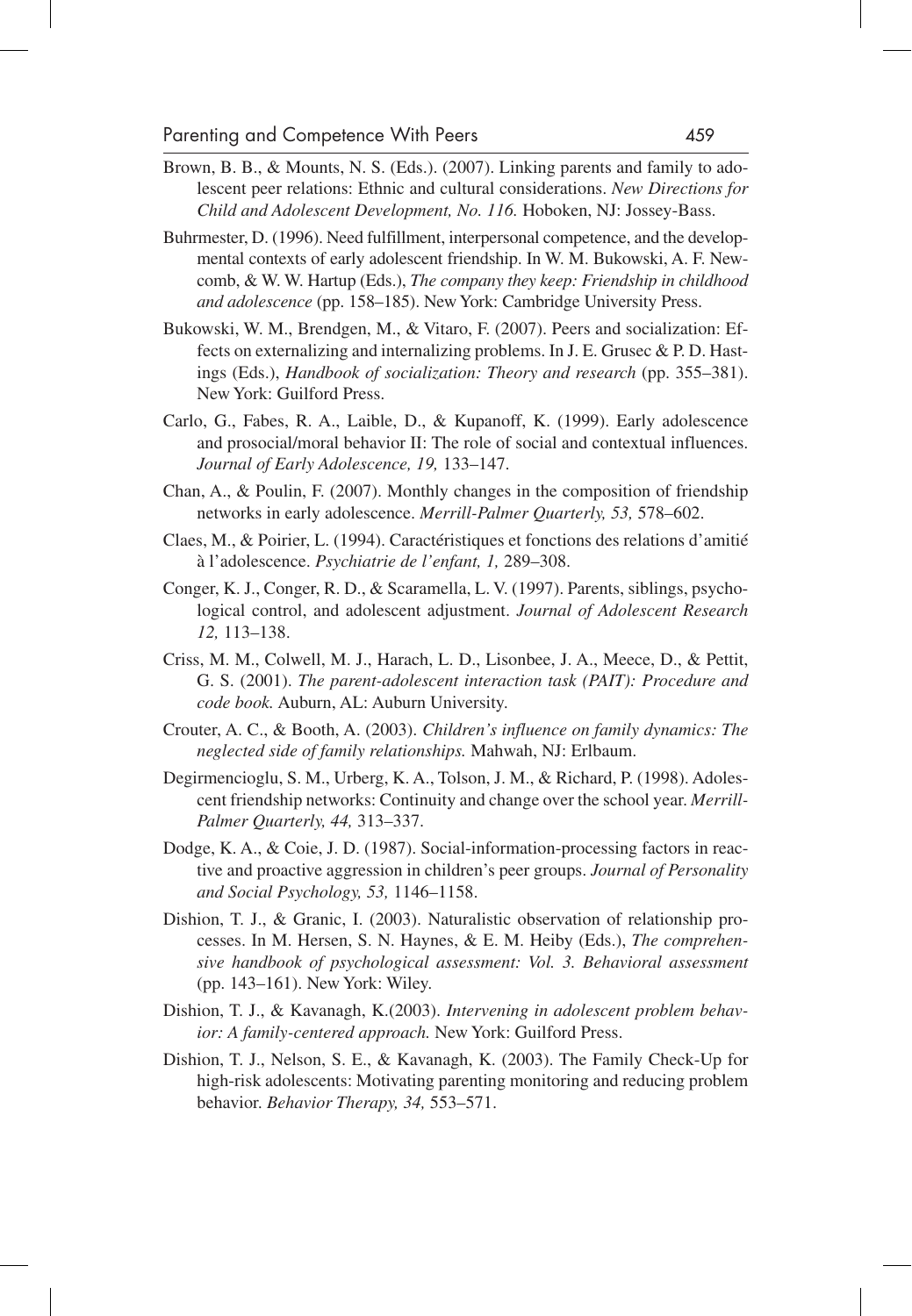Brown, B. B., & Mounts, N. S. (Eds.). (2007). Linking parents and family to adolescent peer relations: Ethnic and cultural considerations. *New Directions for Child and Adolescent Development, No. 116.* Hoboken, NJ: Jossey-Bass.

Buhrmester, D. (1996). Need fulfillment, interpersonal competence, and the developmental contexts of early adolescent friendship. In W. M. Bukowski, A. F. Newcomb, & W. W. Hartup (Eds.), *The company they keep: Friendship in childhood and adolescence* (pp. 158–185). New York: Cambridge University Press.

Bukowski, W. M., Brendgen, M., & Vitaro, F. (2007). Peers and socialization: Effects on externalizing and internalizing problems. In J. E. Grusec & P. D. Hastings (Eds.), *Handbook of socialization: Theory and research* (pp. 355–381). New York: Guilford Press.

Carlo, G., Fabes, R. A., Laible, D., & Kupanoff, K. (1999). Early adolescence and prosocial/moral behavior II: The role of social and contextual influences. *Journal of Early Adolescence, 19,* 133–147.

Chan, A., & Poulin, F. (2007). Monthly changes in the composition of friendship networks in early adolescence. *Merrill-Palmer Quarterly, 53,* 578–602.

Claes, M., & Poirier, L. (1994). Caractéristiques et fonctions des relations d'amitié à l'adolescence. *Psychiatrie de l'enfant, 1,* 289–308.

Conger, K. J., Conger, R. D., & Scaramella, L. V. (1997). Parents, siblings, psychological control, and adolescent adjustment. *Journal of Adolescent Research 12,* 113–138.

Criss, M. M., Colwell, M. J., Harach, L. D., Lisonbee, J. A., Meece, D., & Pettit, G. S. (2001). *The parent-adolescent interaction task (PAIT): Procedure and code book.* Auburn, AL: Auburn University.

Crouter, A. C., & Booth, A. (2003). *Children's influence on family dynamics: The neglected side of family relationships.* Mahwah, NJ: Erlbaum.

Degirmencioglu, S. M., Urberg, K. A., Tolson, J. M., & Richard, P. (1998). Adolescent friendship networks: Continuity and change over the school year. *Merrill-Palmer Quarterly, 44,* 313–337.

Dodge, K. A., & Coie, J. D. (1987). Social-information-processing factors in reactive and proactive aggression in children's peer groups. *Journal of Personality and Social Psychology, 53,* 1146–1158.

Dishion, T. J., & Granic, I. (2003). Naturalistic observation of relationship processes. In M. Hersen, S. N. Haynes, & E. M. Heiby (Eds.), *The comprehensive handbook of psychological assessment: Vol. 3. Behavioral assessment* (pp. 143–161). New York: Wiley.

Dishion, T. J., & Kavanagh, K.(2003). *Intervening in adolescent problem behavior: A family-centered approach.* New York: Guilford Press.

Dishion, T. J., Nelson, S. E., & Kavanagh, K. (2003). The Family Check-Up for high-risk adolescents: Motivating parenting monitoring and reducing problem behavior. *Behavior Therapy, 34,* 553–571.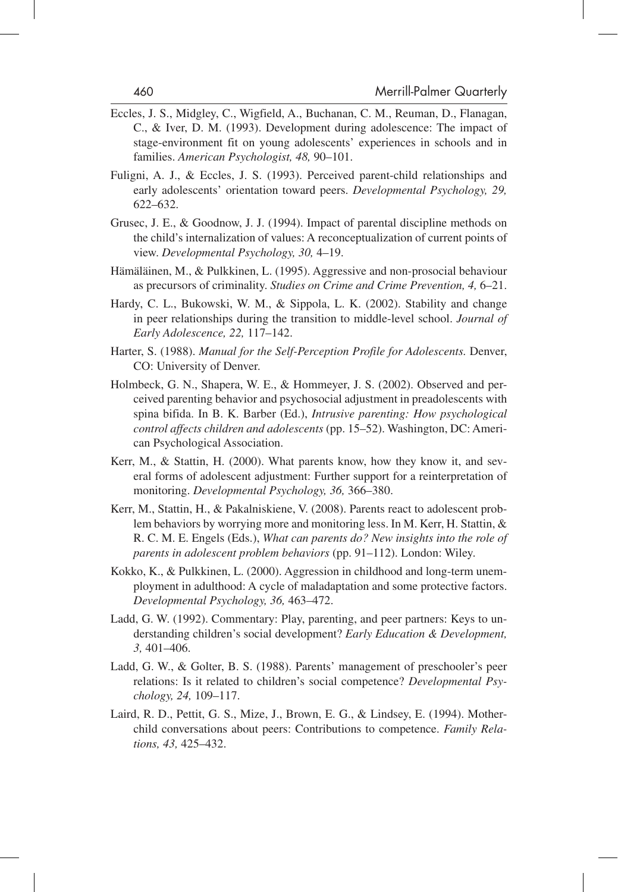Eccles, J. S., Midgley, C., Wigfield, A., Buchanan, C. M., Reuman, D., Flanagan, C., & Iver, D. M. (1993). Development during adolescence: The impact of stage-environment fit on young adolescents' experiences in schools and in families. *American Psychologist, 48,* 90–101.

Fuligni, A. J., & Eccles, J. S. (1993). Perceived parent-child relationships and early adolescents' orientation toward peers. *Developmental Psychology, 29,* 622–632.

Grusec, J. E., & Goodnow, J. J. (1994). Impact of parental discipline methods on the child's internalization of values: A reconceptualization of current points of view. *Developmental Psychology, 30,* 4–19.

Hämäläinen, M., & Pulkkinen, L. (1995). Aggressive and non-prosocial behaviour as precursors of criminality. *Studies on Crime and Crime Prevention, 4,* 6–21.

Hardy, C. L., Bukowski, W. M., & Sippola, L. K. (2002). Stability and change in peer relationships during the transition to middle-level school. *Journal of Early Adolescence, 22,* 117–142.

Harter, S. (1988). *Manual for the Self-Perception Profile for Adolescents.* Denver, CO: University of Denver.

Holmbeck, G. N., Shapera, W. E., & Hommeyer, J. S. (2002). Observed and perceived parenting behavior and psychosocial adjustment in preadolescents with spina bifida. In B. K. Barber (Ed.), *Intrusive parenting: How psychological control affects children and adolescents* (pp. 15–52). Washington, DC: American Psychological Association.

Kerr, M., & Stattin, H. (2000). What parents know, how they know it, and several forms of adolescent adjustment: Further support for a reinterpretation of monitoring. *Developmental Psychology, 36,* 366–380.

Kerr, M., Stattin, H., & Pakalniskiene, V. (2008). Parents react to adolescent problem behaviors by worrying more and monitoring less. In M. Kerr, H. Stattin, & R. C. M. E. Engels (Eds.), *What can parents do? New insights into the role of parents in adolescent problem behaviors* (pp. 91–112). London: Wiley.

Kokko, K., & Pulkkinen, L. (2000). Aggression in childhood and long-term unemployment in adulthood: A cycle of maladaptation and some protective factors. *Developmental Psychology, 36,* 463–472.

Ladd, G. W. (1992). Commentary: Play, parenting, and peer partners: Keys to understanding children's social development? *Early Education & Development, 3,* 401–406.

Ladd, G. W., & Golter, B. S. (1988). Parents' management of preschooler's peer relations: Is it related to children's social competence? *Developmental Psychology, 24,* 109–117.

Laird, R. D., Pettit, G. S., Mize, J., Brown, E. G., & Lindsey, E. (1994). Mother-child conversations about peers: Contributions to competence. *Family Relations, 43,* 425–432.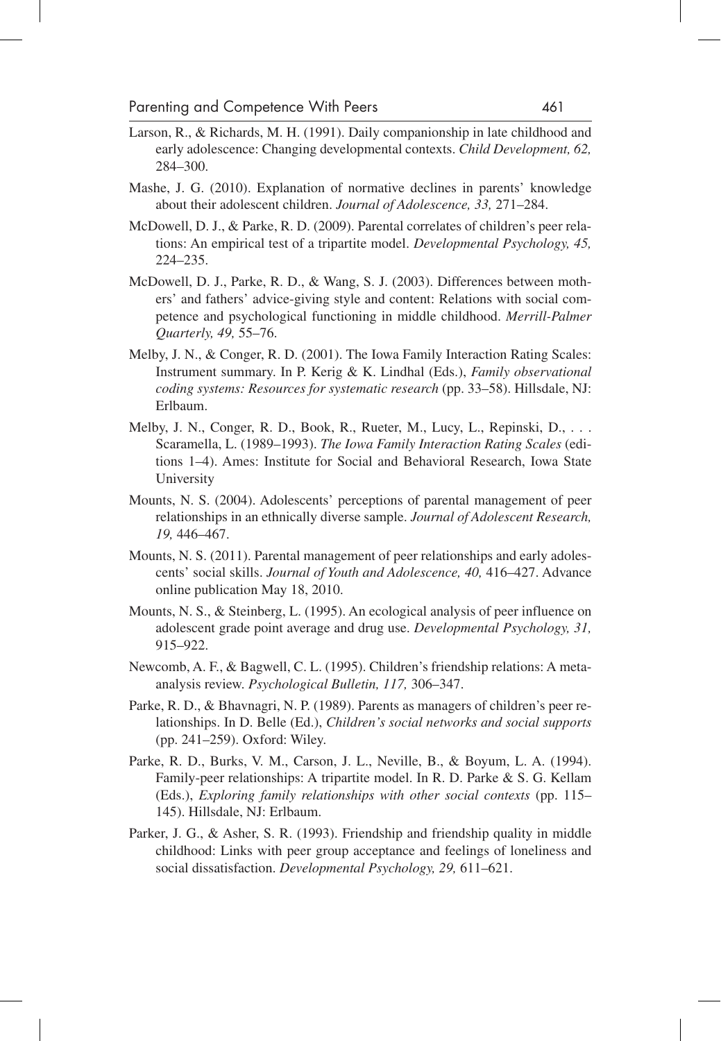Larson, R., & Richards, M. H. (1991). Daily companionship in late childhood and early adolescence: Changing developmental contexts. *Child Development, 62,* 284–300.

Mashe, J. G. (2010). Explanation of normative declines in parents' knowledge about their adolescent children. *Journal of Adolescence, 33,* 271–284.

McDowell, D. J., & Parke, R. D. (2009). Parental correlates of children's peer relations: An empirical test of a tripartite model. *Developmental Psychology, 45,* 224–235.

McDowell, D. J., Parke, R. D., & Wang, S. J. (2003). Differences between mothers' and fathers' advice-giving style and content: Relations with social competence and psychological functioning in middle childhood. *Merrill-Palmer Quarterly, 49,* 55–76.

Melby, J. N., & Conger, R. D. (2001). The Iowa Family Interaction Rating Scales: Instrument summary. In P. Kerig & K. Lindhal (Eds.), *Family observational coding systems: Resources for systematic research* (pp. 33–58). Hillsdale, NJ: Erlbaum.

Melby, J. N., Conger, R. D., Book, R., Rueter, M., Lucy, L., Repinski, D., . . . Scaramella, L. (1989–1993). *The Iowa Family Interaction Rating Scales* (editions 1–4). Ames: Institute for Social and Behavioral Research, Iowa State University

Mounts, N. S. (2004). Adolescents' perceptions of parental management of peer relationships in an ethnically diverse sample. *Journal of Adolescent Research, 19,* 446–467.

Mounts, N. S. (2011). Parental management of peer relationships and early adolescents' social skills. *Journal of Youth and Adolescence, 40,* 416–427. Advance online publication May 18, 2010.

Mounts, N. S., & Steinberg, L. (1995). An ecological analysis of peer influence on adolescent grade point average and drug use. *Developmental Psychology, 31,* 915–922.

Newcomb, A. F., & Bagwell, C. L. (1995). Children's friendship relations: A meta-analysis review. *Psychological Bulletin, 117,* 306–347.

Parke, R. D., & Bhavnagri, N. P. (1989). Parents as managers of children's peer relationships. In D. Belle (Ed.), *Children's social networks and social supports* (pp. 241–259). Oxford: Wiley.

Parke, R. D., Burks, V. M., Carson, J. L., Neville, B., & Boyum, L. A. (1994). Family-peer relationships: A tripartite model. In R. D. Parke & S. G. Kellam (Eds.), *Exploring family relationships with other social contexts* (pp. 115–145). Hillsdale, NJ: Erlbaum.

Parker, J. G., & Asher, S. R. (1993). Friendship and friendship quality in middle childhood: Links with peer group acceptance and feelings of loneliness and social dissatisfaction. *Developmental Psychology, 29,* 611–621.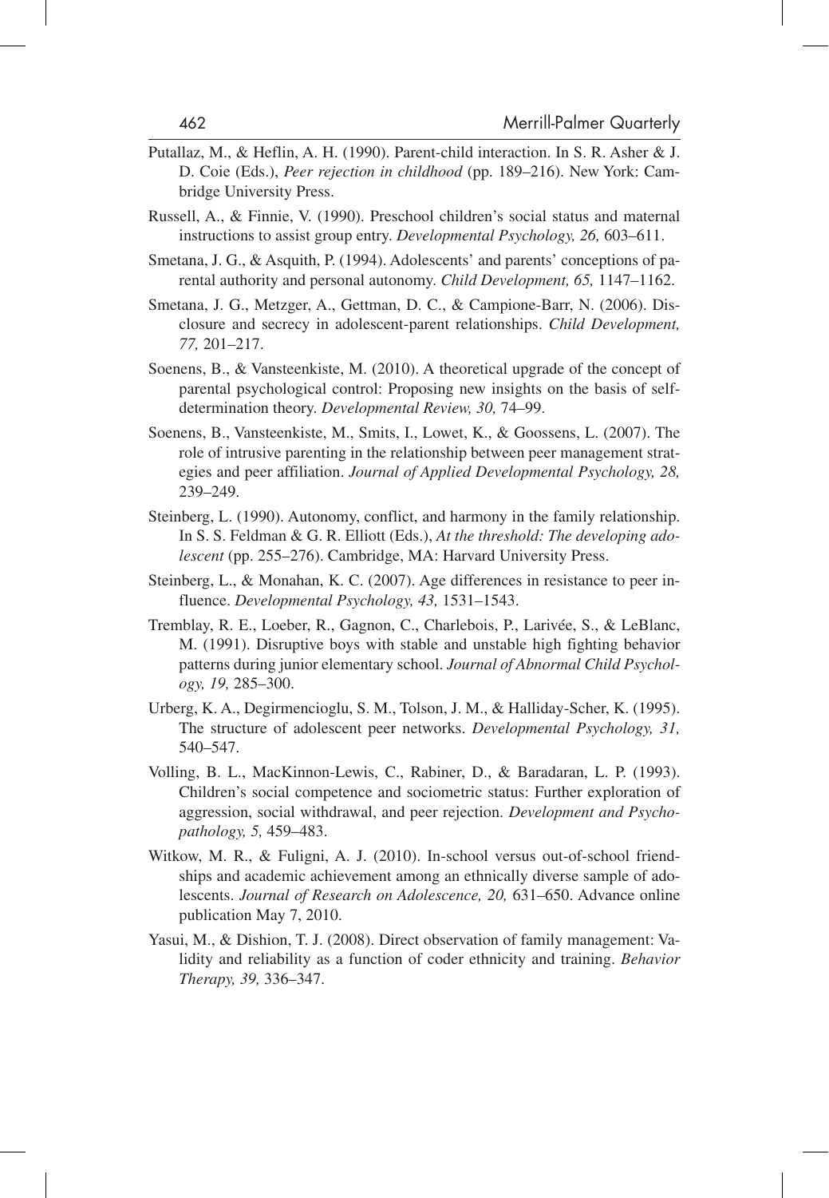Putallaz, M., & Heflin, A. H. (1990). Parent-child interaction. In S. R. Asher & J. D. Coie (Eds.), *Peer rejection in childhood* (pp. 189–216). New York: Cambridge University Press.

Russell, A., & Finnie, V. (1990). Preschool children's social status and maternal instructions to assist group entry. *Developmental Psychology, 26,* 603–611.

Smetana, J. G., & Asquith, P. (1994). Adolescents' and parents' conceptions of parental authority and personal autonomy. *Child Development, 65,* 1147–1162.

Smetana, J. G., Metzger, A., Gettman, D. C., & Campione-Barr, N. (2006). Disclosure and secrecy in adolescent-parent relationships. *Child Development, 77,* 201–217.

Soenens, B., & Vansteenkiste, M. (2010). A theoretical upgrade of the concept of parental psychological control: Proposing new insights on the basis of self-determination theory. *Developmental Review, 30,* 74–99.

Soenens, B., Vansteenkiste, M., Smits, I., Lowet, K., & Goossens, L. (2007). The role of intrusive parenting in the relationship between peer management strategies and peer affiliation. *Journal of Applied Developmental Psychology, 28,* 239–249.

Steinberg, L. (1990). Autonomy, conflict, and harmony in the family relationship. In S. S. Feldman & G. R. Elliott (Eds.), *At the threshold: The developing adolescent* (pp. 255–276). Cambridge, MA: Harvard University Press.

Steinberg, L., & Monahan, K. C. (2007). Age differences in resistance to peer influence. *Developmental Psychology, 43,* 1531–1543.

Tremblay, R. E., Loeber, R., Gagnon, C., Charlebois, P., Larivée, S., & LeBlanc, M. (1991). Disruptive boys with stable and unstable high fighting behavior patterns during junior elementary school. *Journal of Abnormal Child Psychology, 19,* 285–300.

Urberg, K. A., Degirmencioglu, S. M., Tolson, J. M., & Halliday-Scher, K. (1995). The structure of adolescent peer networks. *Developmental Psychology, 31,* 540–547.

Volling, B. L., MacKinnon-Lewis, C., Rabiner, D., & Baradaran, L. P. (1993). Children's social competence and sociometric status: Further exploration of aggression, social withdrawal, and peer rejection. *Development and Psychopathology, 5,* 459–483.

Witkow, M. R., & Fuligni, A. J. (2010). In-school versus out-of-school friendships and academic achievement among an ethnically diverse sample of adolescents. *Journal of Research on Adolescence, 20,* 631–650. Advance online publication May 7, 2010.

Yasui, M., & Dishion, T. J. (2008). Direct observation of family management: Validity and reliability as a function of coder ethnicity and training. *Behavior Therapy, 39,* 336–347.